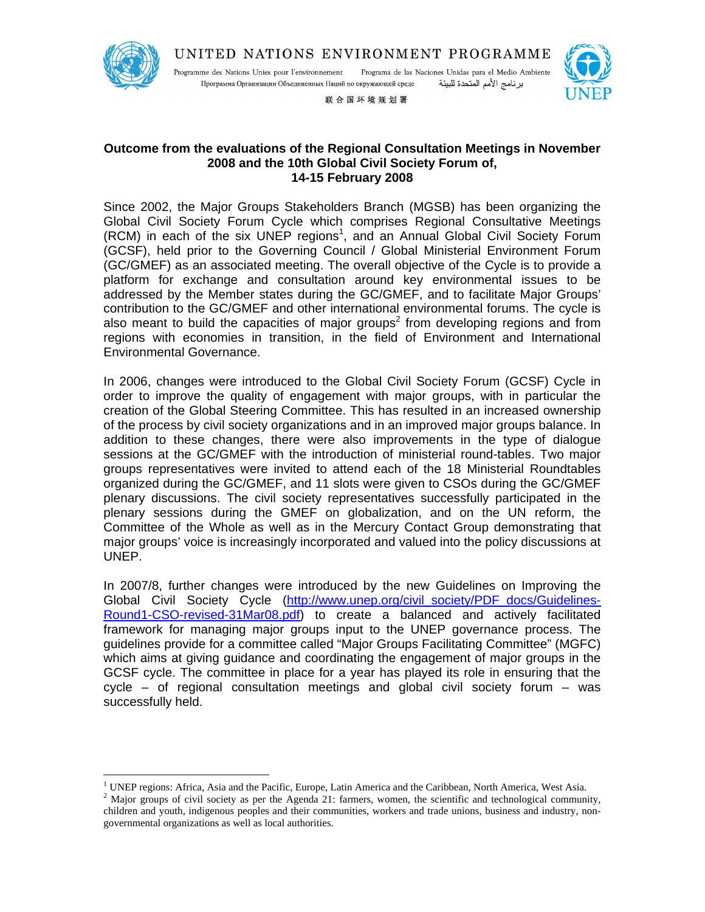UNITED NATIONS ENVIRONMENT PROGRAMME

Programme des Nations Unies pour l'environnement    Programa de las Naciones Unidas para el Medio Ambiente

Программа Организации Объединенных Наций по окружающей среде    برنامج الأمم المتحدة للبيئة

联合国环境规划署

UNEP

**Outcome from the evaluations of the Regional Consultation Meetings in November 2008 and the 10th Global Civil Society Forum of, 14-15 February 2008**

Since 2002, the Major Groups Stakeholders Branch (MGSB) has been organizing the Global Civil Society Forum Cycle which comprises Regional Consultative Meetings (RCM) in each of the six UNEP regions[1], and an Annual Global Civil Society Forum (GCSF), held prior to the Governing Council / Global Ministerial Environment Forum (GC/GMEF) as an associated meeting. The overall objective of the Cycle is to provide a platform for exchange and consultation around key environmental issues to be addressed by the Member states during the GC/GMEF, and to facilitate Major Groups' contribution to the GC/GMEF and other international environmental forums. The cycle is also meant to build the capacities of major groups[2] from developing regions and from regions with economies in transition, in the field of Environment and International Environmental Governance.

In 2006, changes were introduced to the Global Civil Society Forum (GCSF) Cycle in order to improve the quality of engagement with major groups, with in particular the creation of the Global Steering Committee. This has resulted in an increased ownership of the process by civil society organizations and in an improved major groups balance. In addition to these changes, there were also improvements in the type of dialogue sessions at the GC/GMEF with the introduction of ministerial round-tables. Two major groups representatives were invited to attend each of the 18 Ministerial Roundtables organized during the GC/GMEF, and 11 slots were given to CSOs during the GC/GMEF plenary discussions. The civil society representatives successfully participated in the plenary sessions during the GMEF on globalization, and on the UN reform, the Committee of the Whole as well as in the Mercury Contact Group demonstrating that major groups' voice is increasingly incorporated and valued into the policy discussions at UNEP.

In 2007/8, further changes were introduced by the new Guidelines on Improving the Global Civil Society Cycle (http://www.unep.org/civil_society/PDF_docs/Guidelines-Round1-CSO-revised-31Mar08.pdf) to create a balanced and actively facilitated framework for managing major groups input to the UNEP governance process. The guidelines provide for a committee called "Major Groups Facilitating Committee" (MGFC) which aims at giving guidance and coordinating the engagement of major groups in the GCSF cycle. The committee in place for a year has played its role in ensuring that the cycle – of regional consultation meetings and global civil society forum – was successfully held.

---

[1] UNEP regions: Africa, Asia and the Pacific, Europe, Latin America and the Caribbean, North America, West Asia.

[2] Major groups of civil society as per the Agenda 21: farmers, women, the scientific and technological community, children and youth, indigenous peoples and their communities, workers and trade unions, business and industry, non-governmental organizations as well as local authorities.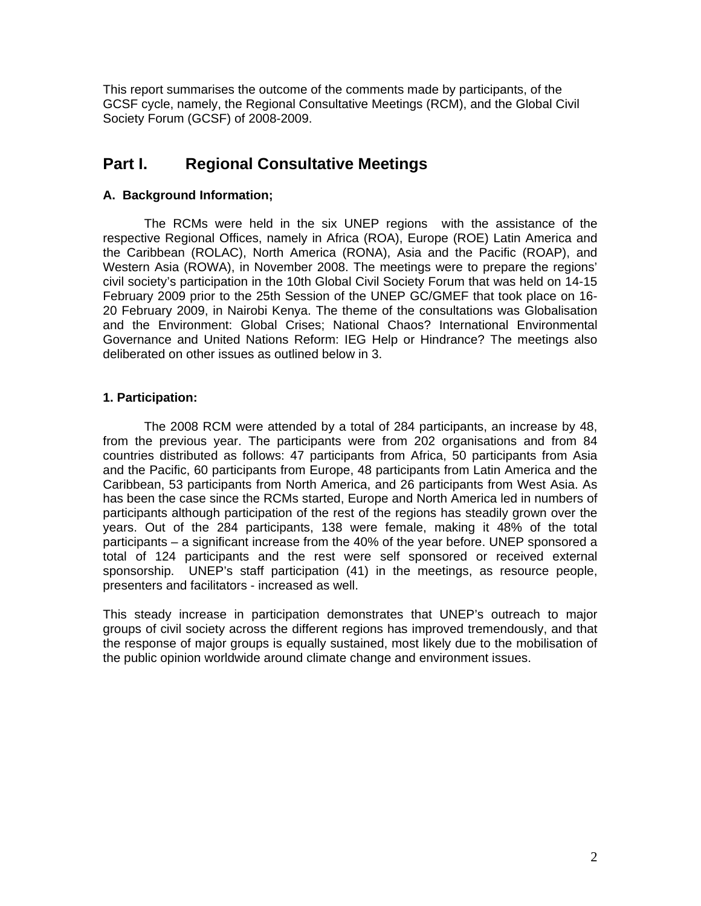This report summarises the outcome of the comments made by participants, of the GCSF cycle, namely, the Regional Consultative Meetings (RCM), and the Global Civil Society Forum (GCSF) of 2008-2009.

# Part I. Regional Consultative Meetings

### A. Background Information;

The RCMs were held in the six UNEP regions with the assistance of the respective Regional Offices, namely in Africa (ROA), Europe (ROE) Latin America and the Caribbean (ROLAC), North America (RONA), Asia and the Pacific (ROAP), and Western Asia (ROWA), in November 2008. The meetings were to prepare the regions' civil society's participation in the 10th Global Civil Society Forum that was held on 14-15 February 2009 prior to the 25th Session of the UNEP GC/GMEF that took place on 16-20 February 2009, in Nairobi Kenya. The theme of the consultations was Globalisation and the Environment: Global Crises; National Chaos? International Environmental Governance and United Nations Reform: IEG Help or Hindrance? The meetings also deliberated on other issues as outlined below in 3.

### 1. Participation:

The 2008 RCM were attended by a total of 284 participants, an increase by 48, from the previous year. The participants were from 202 organisations and from 84 countries distributed as follows: 47 participants from Africa, 50 participants from Asia and the Pacific, 60 participants from Europe, 48 participants from Latin America and the Caribbean, 53 participants from North America, and 26 participants from West Asia. As has been the case since the RCMs started, Europe and North America led in numbers of participants although participation of the rest of the regions has steadily grown over the years. Out of the 284 participants, 138 were female, making it 48% of the total participants – a significant increase from the 40% of the year before. UNEP sponsored a total of 124 participants and the rest were self sponsored or received external sponsorship. UNEP's staff participation (41) in the meetings, as resource people, presenters and facilitators - increased as well.

This steady increase in participation demonstrates that UNEP's outreach to major groups of civil society across the different regions has improved tremendously, and that the response of major groups is equally sustained, most likely due to the mobilisation of the public opinion worldwide around climate change and environment issues.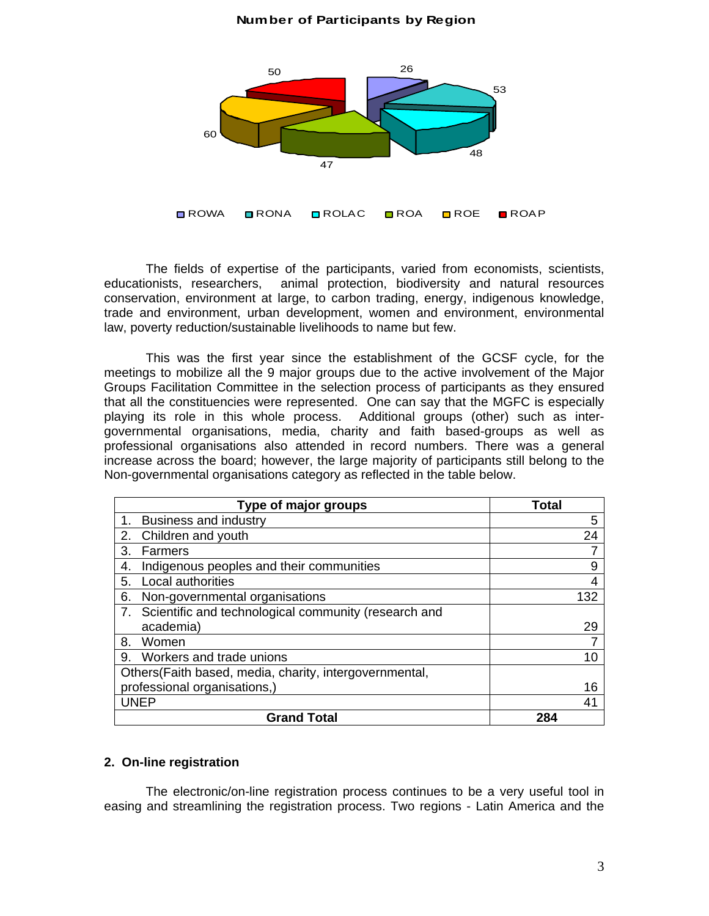**Number of Participants by Region**

| Region | Number |
|---|---|
| ROWA | 26 |
| RONA | 53 |
| ROLAC | 48 |
| ROA | 47 |
| ROE | 60 |
| ROAP | 50 |

The fields of expertise of the participants, varied from economists, scientists, educationists, researchers, animal protection, biodiversity and natural resources conservation, environment at large, to carbon trading, energy, indigenous knowledge, trade and environment, urban development, women and environment, environmental law, poverty reduction/sustainable livelihoods to name but few.

This was the first year since the establishment of the GCSF cycle, for the meetings to mobilize all the 9 major groups due to the active involvement of the Major Groups Facilitation Committee in the selection process of participants as they ensured that all the constituencies were represented. One can say that the MGFC is especially playing its role in this whole process. Additional groups (other) such as inter-governmental organisations, media, charity and faith based-groups as well as professional organisations also attended in record numbers. There was a general increase across the board; however, the large majority of participants still belong to the Non-governmental organisations category as reflected in the table below.

| Type of major groups | Total |
|---|---|
| 1. Business and industry | 5 |
| 2. Children and youth | 24 |
| 3. Farmers | 7 |
| 4. Indigenous peoples and their communities | 9 |
| 5. Local authorities | 4 |
| 6. Non-governmental organisations | 132 |
| 7. Scientific and technological community (research and academia) | 29 |
| 8. Women | 7 |
| 9. Workers and trade unions | 10 |
| Others(Faith based, media, charity, intergovernmental, professional organisations,) | 16 |
| UNEP | 41 |
| **Grand Total** | **284** |

**2. On-line registration**

The electronic/on-line registration process continues to be a very useful tool in easing and streamlining the registration process. Two regions - Latin America and the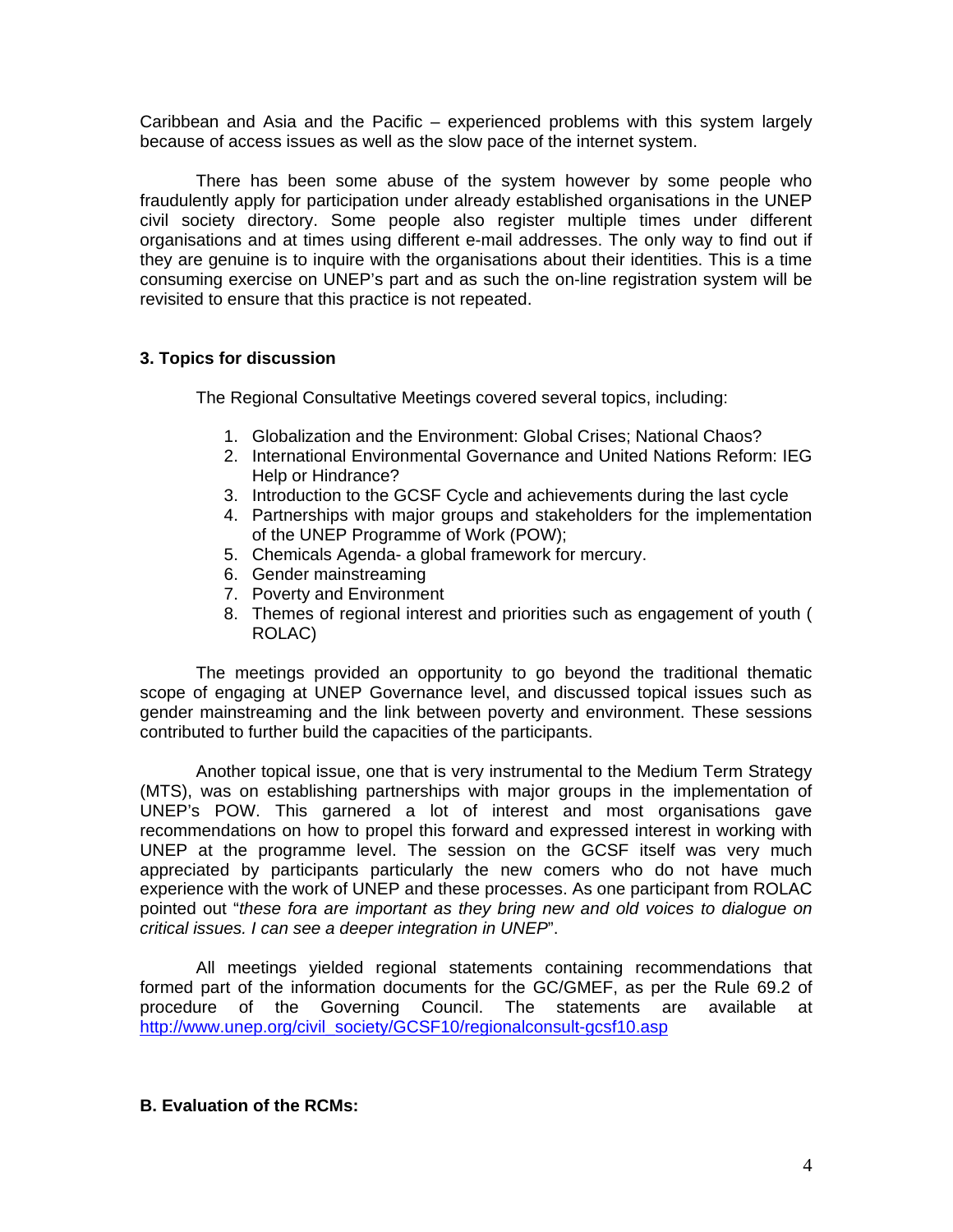Caribbean and Asia and the Pacific – experienced problems with this system largely because of access issues as well as the slow pace of the internet system.

There has been some abuse of the system however by some people who fraudulently apply for participation under already established organisations in the UNEP civil society directory. Some people also register multiple times under different organisations and at times using different e-mail addresses. The only way to find out if they are genuine is to inquire with the organisations about their identities. This is a time consuming exercise on UNEP's part and as such the on-line registration system will be revisited to ensure that this practice is not repeated.

### 3. Topics for discussion

The Regional Consultative Meetings covered several topics, including:

1. Globalization and the Environment: Global Crises; National Chaos?
2. International Environmental Governance and United Nations Reform: IEG Help or Hindrance?
3. Introduction to the GCSF Cycle and achievements during the last cycle
4. Partnerships with major groups and stakeholders for the implementation of the UNEP Programme of Work (POW);
5. Chemicals Agenda- a global framework for mercury.
6. Gender mainstreaming
7. Poverty and Environment
8. Themes of regional interest and priorities such as engagement of youth ( ROLAC)

The meetings provided an opportunity to go beyond the traditional thematic scope of engaging at UNEP Governance level, and discussed topical issues such as gender mainstreaming and the link between poverty and environment. These sessions contributed to further build the capacities of the participants.

Another topical issue, one that is very instrumental to the Medium Term Strategy (MTS), was on establishing partnerships with major groups in the implementation of UNEP's POW. This garnered a lot of interest and most organisations gave recommendations on how to propel this forward and expressed interest in working with UNEP at the programme level. The session on the GCSF itself was very much appreciated by participants particularly the new comers who do not have much experience with the work of UNEP and these processes. As one participant from ROLAC pointed out "*these fora are important as they bring new and old voices to dialogue on critical issues. I can see a deeper integration in UNEP*".

All meetings yielded regional statements containing recommendations that formed part of the information documents for the GC/GMEF, as per the Rule 69.2 of procedure of the Governing Council. The statements are available at http://www.unep.org/civil_society/GCSF10/regionalconsult-gcsf10.asp

## B. Evaluation of the RCMs: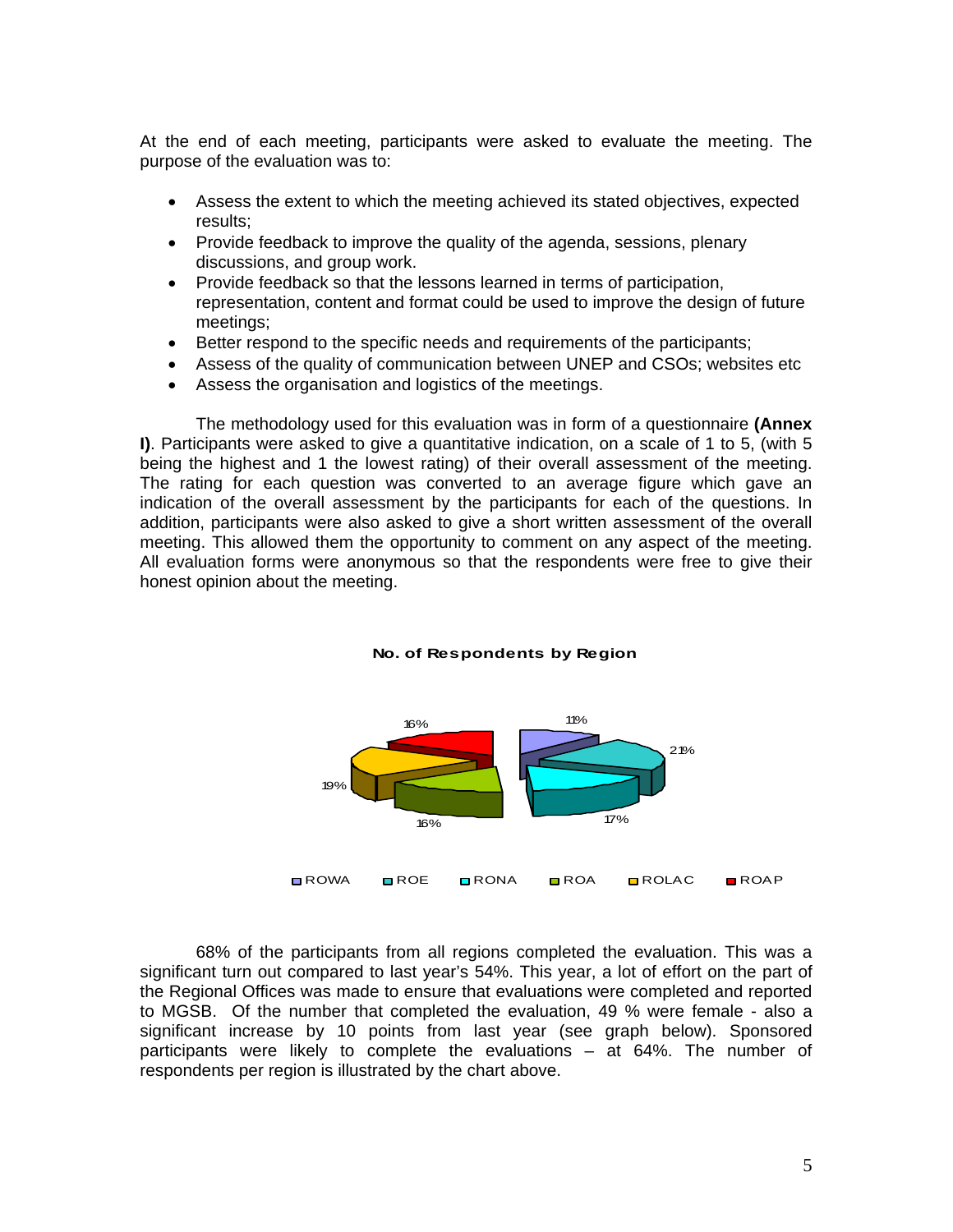At the end of each meeting, participants were asked to evaluate the meeting. The purpose of the evaluation was to:

- Assess the extent to which the meeting achieved its stated objectives, expected results;
- Provide feedback to improve the quality of the agenda, sessions, plenary discussions, and group work.
- Provide feedback so that the lessons learned in terms of participation, representation, content and format could be used to improve the design of future meetings;
- Better respond to the specific needs and requirements of the participants;
- Assess of the quality of communication between UNEP and CSOs; websites etc
- Assess the organisation and logistics of the meetings.

The methodology used for this evaluation was in form of a questionnaire **(Annex I)**. Participants were asked to give a quantitative indication, on a scale of 1 to 5, (with 5 being the highest and 1 the lowest rating) of their overall assessment of the meeting. The rating for each question was converted to an average figure which gave an indication of the overall assessment by the participants for each of the questions. In addition, participants were also asked to give a short written assessment of the overall meeting. This allowed them the opportunity to comment on any aspect of the meeting. All evaluation forms were anonymous so that the respondents were free to give their honest opinion about the meeting.

**No. of Respondents by Region**

| Region | % |
|---|---|
| ROWA | 11% |
| ROE | 21% |
| RONA | 17% |
| ROA | 16% |
| ROLAC | 19% |
| ROAP | 16% |

68% of the participants from all regions completed the evaluation. This was a significant turn out compared to last year's 54%. This year, a lot of effort on the part of the Regional Offices was made to ensure that evaluations were completed and reported to MGSB. Of the number that completed the evaluation, 49 % were female - also a significant increase by 10 points from last year (see graph below). Sponsored participants were likely to complete the evaluations – at 64%. The number of respondents per region is illustrated by the chart above.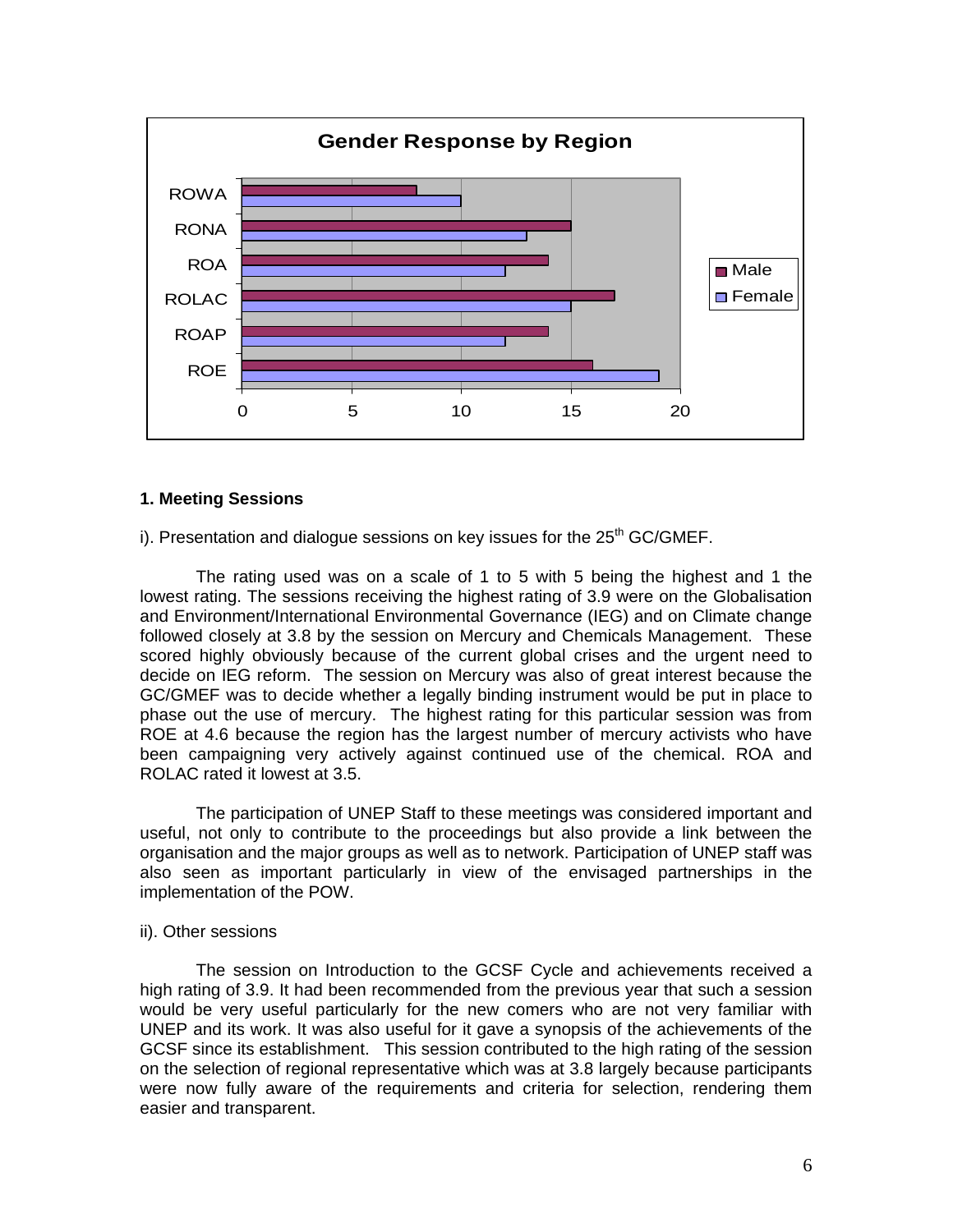**Gender Response by Region**

**1. Meeting Sessions**

i). Presentation and dialogue sessions on key issues for the 25th GC/GMEF.

The rating used was on a scale of 1 to 5 with 5 being the highest and 1 the lowest rating. The sessions receiving the highest rating of 3.9 were on the Globalisation and Environment/International Environmental Governance (IEG) and on Climate change followed closely at 3.8 by the session on Mercury and Chemicals Management. These scored highly obviously because of the current global crises and the urgent need to decide on IEG reform. The session on Mercury was also of great interest because the GC/GMEF was to decide whether a legally binding instrument would be put in place to phase out the use of mercury. The highest rating for this particular session was from ROE at 4.6 because the region has the largest number of mercury activists who have been campaigning very actively against continued use of the chemical. ROA and ROLAC rated it lowest at 3.5.

The participation of UNEP Staff to these meetings was considered important and useful, not only to contribute to the proceedings but also provide a link between the organisation and the major groups as well as to network. Participation of UNEP staff was also seen as important particularly in view of the envisaged partnerships in the implementation of the POW.

ii). Other sessions

The session on Introduction to the GCSF Cycle and achievements received a high rating of 3.9. It had been recommended from the previous year that such a session would be very useful particularly for the new comers who are not very familiar with UNEP and its work. It was also useful for it gave a synopsis of the achievements of the GCSF since its establishment. This session contributed to the high rating of the session on the selection of regional representative which was at 3.8 largely because participants were now fully aware of the requirements and criteria for selection, rendering them easier and transparent.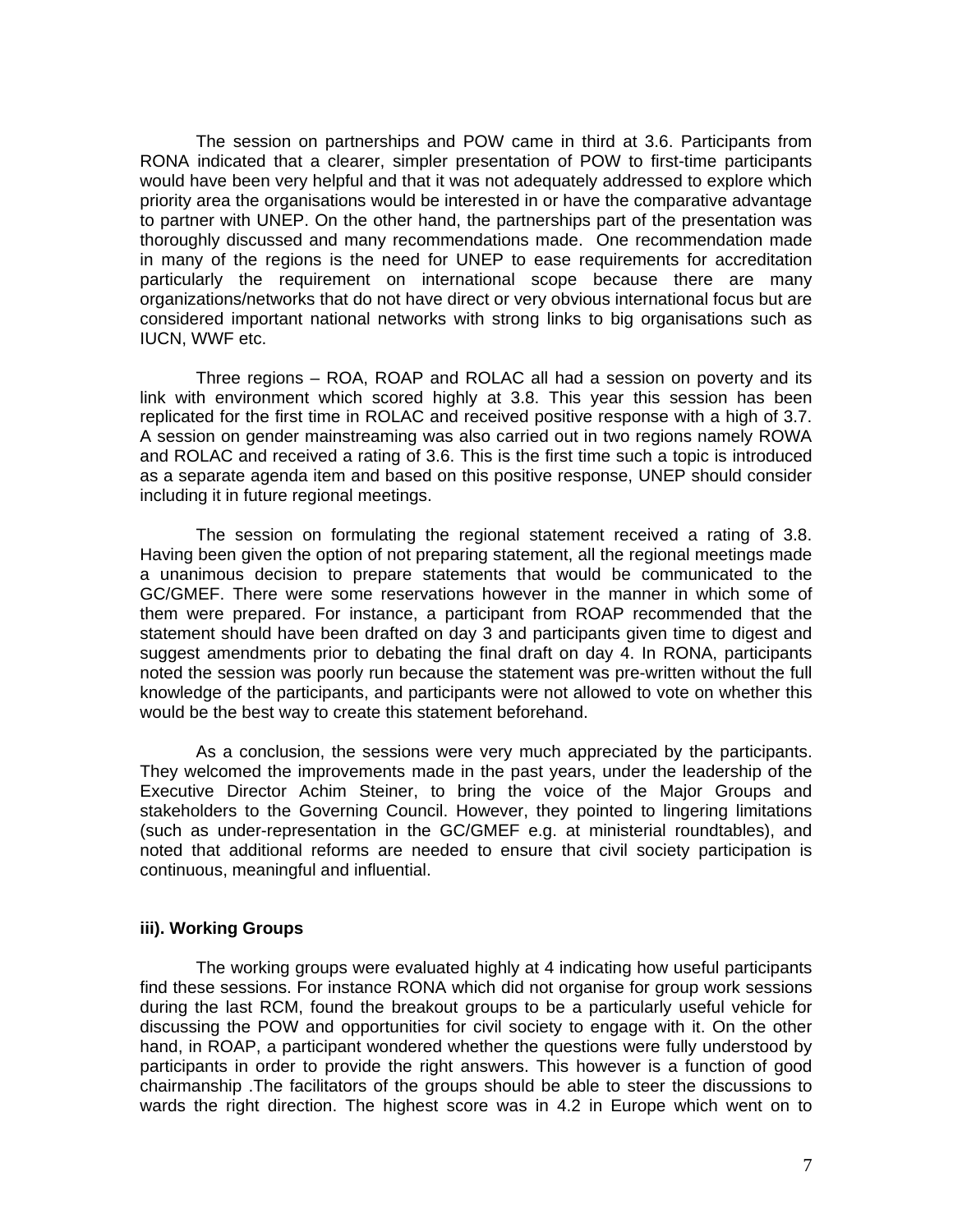The session on partnerships and POW came in third at 3.6. Participants from RONA indicated that a clearer, simpler presentation of POW to first-time participants would have been very helpful and that it was not adequately addressed to explore which priority area the organisations would be interested in or have the comparative advantage to partner with UNEP. On the other hand, the partnerships part of the presentation was thoroughly discussed and many recommendations made. One recommendation made in many of the regions is the need for UNEP to ease requirements for accreditation particularly the requirement on international scope because there are many organizations/networks that do not have direct or very obvious international focus but are considered important national networks with strong links to big organisations such as IUCN, WWF etc.

Three regions – ROA, ROAP and ROLAC all had a session on poverty and its link with environment which scored highly at 3.8. This year this session has been replicated for the first time in ROLAC and received positive response with a high of 3.7. A session on gender mainstreaming was also carried out in two regions namely ROWA and ROLAC and received a rating of 3.6. This is the first time such a topic is introduced as a separate agenda item and based on this positive response, UNEP should consider including it in future regional meetings.

The session on formulating the regional statement received a rating of 3.8. Having been given the option of not preparing statement, all the regional meetings made a unanimous decision to prepare statements that would be communicated to the GC/GMEF. There were some reservations however in the manner in which some of them were prepared. For instance, a participant from ROAP recommended that the statement should have been drafted on day 3 and participants given time to digest and suggest amendments prior to debating the final draft on day 4. In RONA, participants noted the session was poorly run because the statement was pre-written without the full knowledge of the participants, and participants were not allowed to vote on whether this would be the best way to create this statement beforehand.

As a conclusion, the sessions were very much appreciated by the participants. They welcomed the improvements made in the past years, under the leadership of the Executive Director Achim Steiner, to bring the voice of the Major Groups and stakeholders to the Governing Council. However, they pointed to lingering limitations (such as under-representation in the GC/GMEF e.g. at ministerial roundtables), and noted that additional reforms are needed to ensure that civil society participation is continuous, meaningful and influential.

**iii). Working Groups**

The working groups were evaluated highly at 4 indicating how useful participants find these sessions. For instance RONA which did not organise for group work sessions during the last RCM, found the breakout groups to be a particularly useful vehicle for discussing the POW and opportunities for civil society to engage with it. On the other hand, in ROAP, a participant wondered whether the questions were fully understood by participants in order to provide the right answers. This however is a function of good chairmanship .The facilitators of the groups should be able to steer the discussions to wards the right direction. The highest score was in 4.2 in Europe which went on to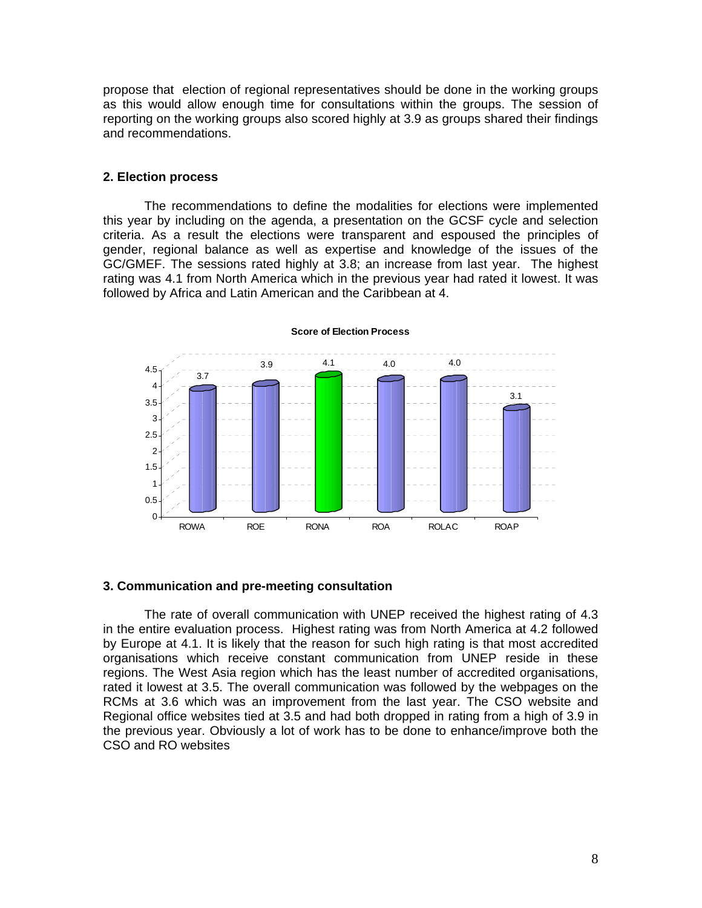propose that election of regional representatives should be done in the working groups as this would allow enough time for consultations within the groups. The session of reporting on the working groups also scored highly at 3.9 as groups shared their findings and recommendations.

### 2. Election process

The recommendations to define the modalities for elections were implemented this year by including on the agenda, a presentation on the GCSF cycle and selection criteria. As a result the elections were transparent and espoused the principles of gender, regional balance as well as expertise and knowledge of the issues of the GC/GMEF. The sessions rated highly at 3.8; an increase from last year. The highest rating was 4.1 from North America which in the previous year had rated it lowest. It was followed by Africa and Latin American and the Caribbean at 4.

**Score of Election Process**

| ROWA | ROE | RONA | ROA | ROLAC | ROAP |
|---|---|---|---|---|---|
| 3.7 | 3.9 | 4.1 | 4.0 | 4.0 | 3.1 |

### 3. Communication and pre-meeting consultation

The rate of overall communication with UNEP received the highest rating of 4.3 in the entire evaluation process. Highest rating was from North America at 4.2 followed by Europe at 4.1. It is likely that the reason for such high rating is that most accredited organisations which receive constant communication from UNEP reside in these regions. The West Asia region which has the least number of accredited organisations, rated it lowest at 3.5. The overall communication was followed by the webpages on the RCMs at 3.6 which was an improvement from the last year. The CSO website and Regional office websites tied at 3.5 and had both dropped in rating from a high of 3.9 in the previous year. Obviously a lot of work has to be done to enhance/improve both the CSO and RO websites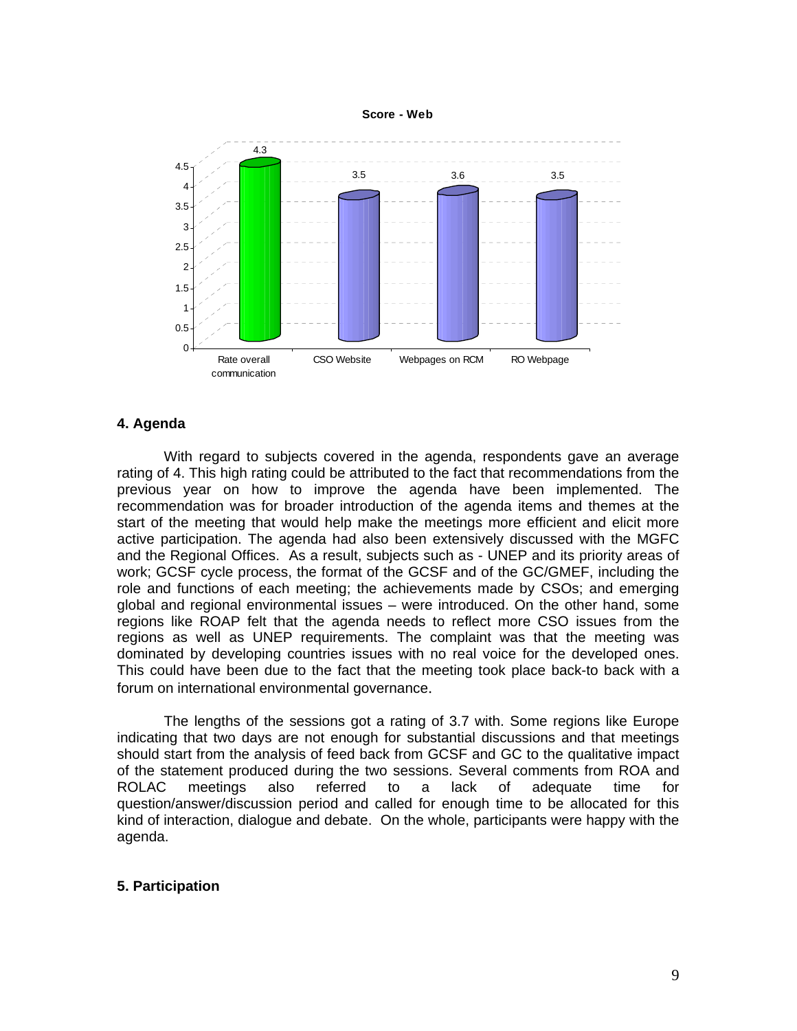**Score - Web**

| | Rate overall communication | CSO Website | Webpages on RCM | RO Webpage |
|---|---|---|---|---|
| Score | 4.3 | 3.5 | 3.6 | 3.5 |

## 4. Agenda

With regard to subjects covered in the agenda, respondents gave an average rating of 4. This high rating could be attributed to the fact that recommendations from the previous year on how to improve the agenda have been implemented. The recommendation was for broader introduction of the agenda items and themes at the start of the meeting that would help make the meetings more efficient and elicit more active participation. The agenda had also been extensively discussed with the MGFC and the Regional Offices. As a result, subjects such as - UNEP and its priority areas of work; GCSF cycle process, the format of the GCSF and of the GC/GMEF, including the role and functions of each meeting; the achievements made by CSOs; and emerging global and regional environmental issues – were introduced. On the other hand, some regions like ROAP felt that the agenda needs to reflect more CSO issues from the regions as well as UNEP requirements. The complaint was that the meeting was dominated by developing countries issues with no real voice for the developed ones. This could have been due to the fact that the meeting took place back-to back with a forum on international environmental governance.

The lengths of the sessions got a rating of 3.7 with. Some regions like Europe indicating that two days are not enough for substantial discussions and that meetings should start from the analysis of feed back from GCSF and GC to the qualitative impact of the statement produced during the two sessions. Several comments from ROA and ROLAC meetings also referred to a lack of adequate time for question/answer/discussion period and called for enough time to be allocated for this kind of interaction, dialogue and debate. On the whole, participants were happy with the agenda.

## 5. Participation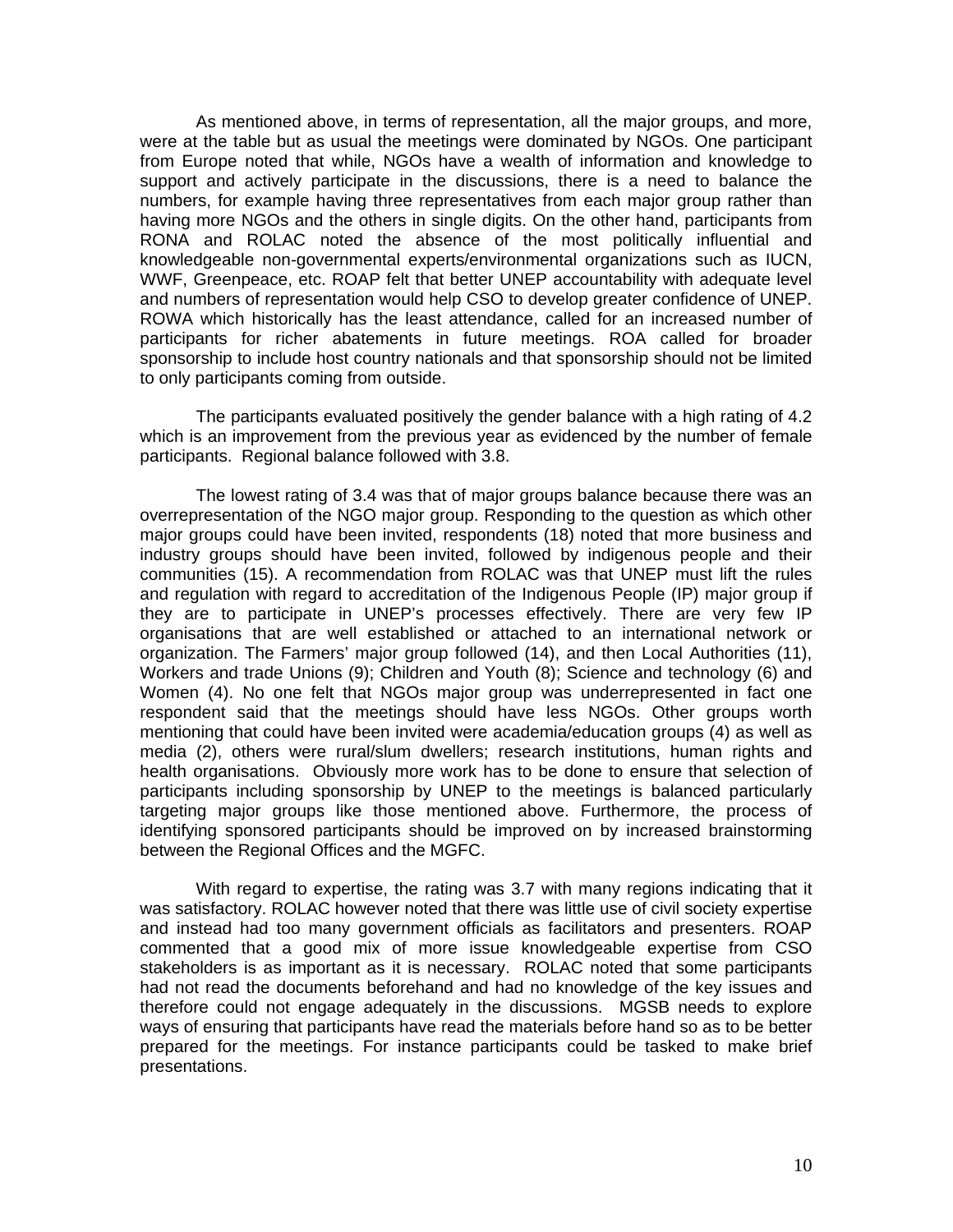As mentioned above, in terms of representation, all the major groups, and more, were at the table but as usual the meetings were dominated by NGOs. One participant from Europe noted that while, NGOs have a wealth of information and knowledge to support and actively participate in the discussions, there is a need to balance the numbers, for example having three representatives from each major group rather than having more NGOs and the others in single digits. On the other hand, participants from RONA and ROLAC noted the absence of the most politically influential and knowledgeable non-governmental experts/environmental organizations such as IUCN, WWF, Greenpeace, etc. ROAP felt that better UNEP accountability with adequate level and numbers of representation would help CSO to develop greater confidence of UNEP. ROWA which historically has the least attendance, called for an increased number of participants for richer abatements in future meetings. ROA called for broader sponsorship to include host country nationals and that sponsorship should not be limited to only participants coming from outside.

The participants evaluated positively the gender balance with a high rating of 4.2 which is an improvement from the previous year as evidenced by the number of female participants. Regional balance followed with 3.8.

The lowest rating of 3.4 was that of major groups balance because there was an overrepresentation of the NGO major group. Responding to the question as which other major groups could have been invited, respondents (18) noted that more business and industry groups should have been invited, followed by indigenous people and their communities (15). A recommendation from ROLAC was that UNEP must lift the rules and regulation with regard to accreditation of the Indigenous People (IP) major group if they are to participate in UNEP's processes effectively. There are very few IP organisations that are well established or attached to an international network or organization. The Farmers' major group followed (14), and then Local Authorities (11), Workers and trade Unions (9); Children and Youth (8); Science and technology (6) and Women (4). No one felt that NGOs major group was underrepresented in fact one respondent said that the meetings should have less NGOs. Other groups worth mentioning that could have been invited were academia/education groups (4) as well as media (2), others were rural/slum dwellers; research institutions, human rights and health organisations. Obviously more work has to be done to ensure that selection of participants including sponsorship by UNEP to the meetings is balanced particularly targeting major groups like those mentioned above. Furthermore, the process of identifying sponsored participants should be improved on by increased brainstorming between the Regional Offices and the MGFC.

With regard to expertise, the rating was 3.7 with many regions indicating that it was satisfactory. ROLAC however noted that there was little use of civil society expertise and instead had too many government officials as facilitators and presenters. ROAP commented that a good mix of more issue knowledgeable expertise from CSO stakeholders is as important as it is necessary. ROLAC noted that some participants had not read the documents beforehand and had no knowledge of the key issues and therefore could not engage adequately in the discussions. MGSB needs to explore ways of ensuring that participants have read the materials before hand so as to be better prepared for the meetings. For instance participants could be tasked to make brief presentations.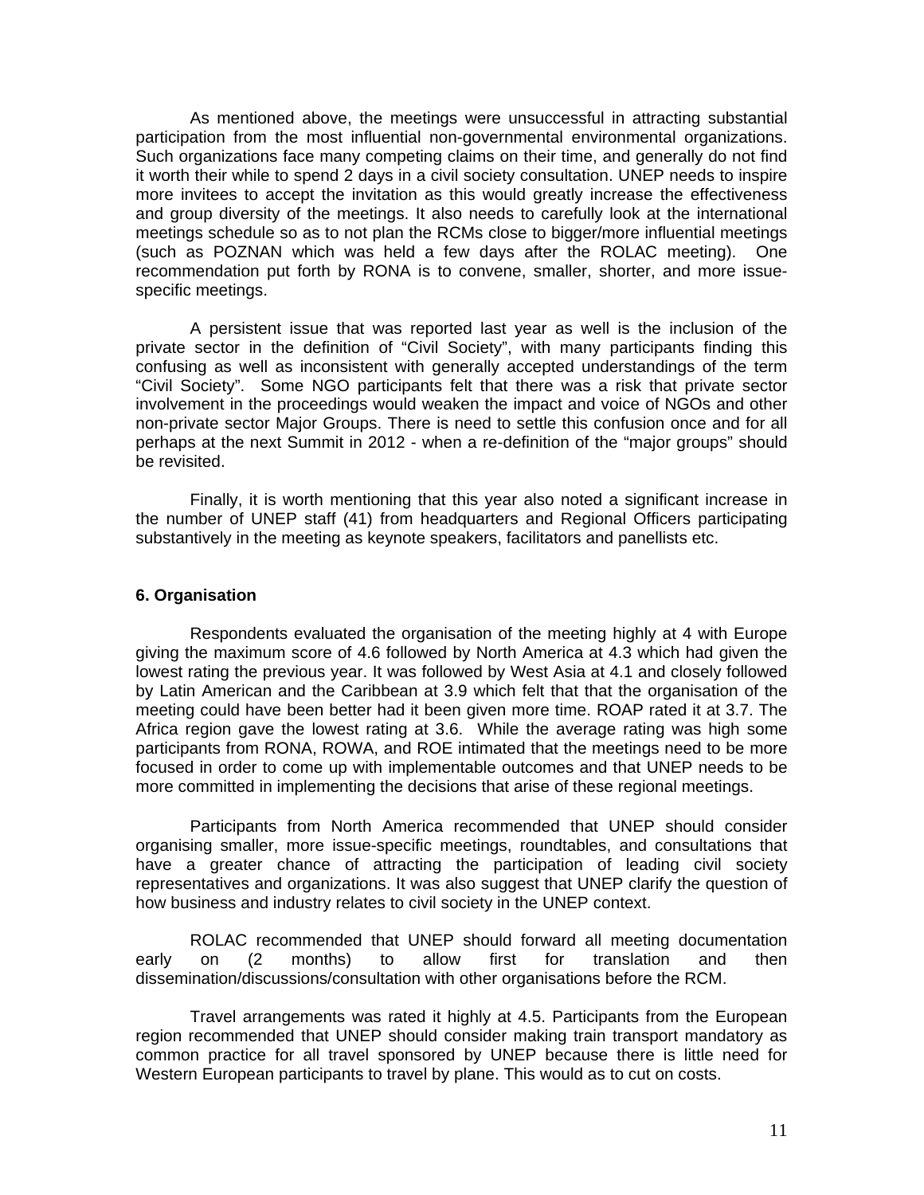As mentioned above, the meetings were unsuccessful in attracting substantial participation from the most influential non-governmental environmental organizations. Such organizations face many competing claims on their time, and generally do not find it worth their while to spend 2 days in a civil society consultation. UNEP needs to inspire more invitees to accept the invitation as this would greatly increase the effectiveness and group diversity of the meetings. It also needs to carefully look at the international meetings schedule so as to not plan the RCMs close to bigger/more influential meetings (such as POZNAN which was held a few days after the ROLAC meeting). One recommendation put forth by RONA is to convene, smaller, shorter, and more issue-specific meetings.

A persistent issue that was reported last year as well is the inclusion of the private sector in the definition of "Civil Society", with many participants finding this confusing as well as inconsistent with generally accepted understandings of the term "Civil Society". Some NGO participants felt that there was a risk that private sector involvement in the proceedings would weaken the impact and voice of NGOs and other non-private sector Major Groups. There is need to settle this confusion once and for all perhaps at the next Summit in 2012 - when a re-definition of the "major groups" should be revisited.

Finally, it is worth mentioning that this year also noted a significant increase in the number of UNEP staff (41) from headquarters and Regional Officers participating substantively in the meeting as keynote speakers, facilitators and panellists etc.

**6. Organisation**

Respondents evaluated the organisation of the meeting highly at 4 with Europe giving the maximum score of 4.6 followed by North America at 4.3 which had given the lowest rating the previous year. It was followed by West Asia at 4.1 and closely followed by Latin American and the Caribbean at 3.9 which felt that that the organisation of the meeting could have been better had it been given more time. ROAP rated it at 3.7. The Africa region gave the lowest rating at 3.6. While the average rating was high some participants from RONA, ROWA, and ROE intimated that the meetings need to be more focused in order to come up with implementable outcomes and that UNEP needs to be more committed in implementing the decisions that arise of these regional meetings.

Participants from North America recommended that UNEP should consider organising smaller, more issue-specific meetings, roundtables, and consultations that have a greater chance of attracting the participation of leading civil society representatives and organizations. It was also suggest that UNEP clarify the question of how business and industry relates to civil society in the UNEP context.

ROLAC recommended that UNEP should forward all meeting documentation early on (2 months) to allow first for translation and then dissemination/discussions/consultation with other organisations before the RCM.

Travel arrangements was rated it highly at 4.5. Participants from the European region recommended that UNEP should consider making train transport mandatory as common practice for all travel sponsored by UNEP because there is little need for Western European participants to travel by plane. This would as to cut on costs.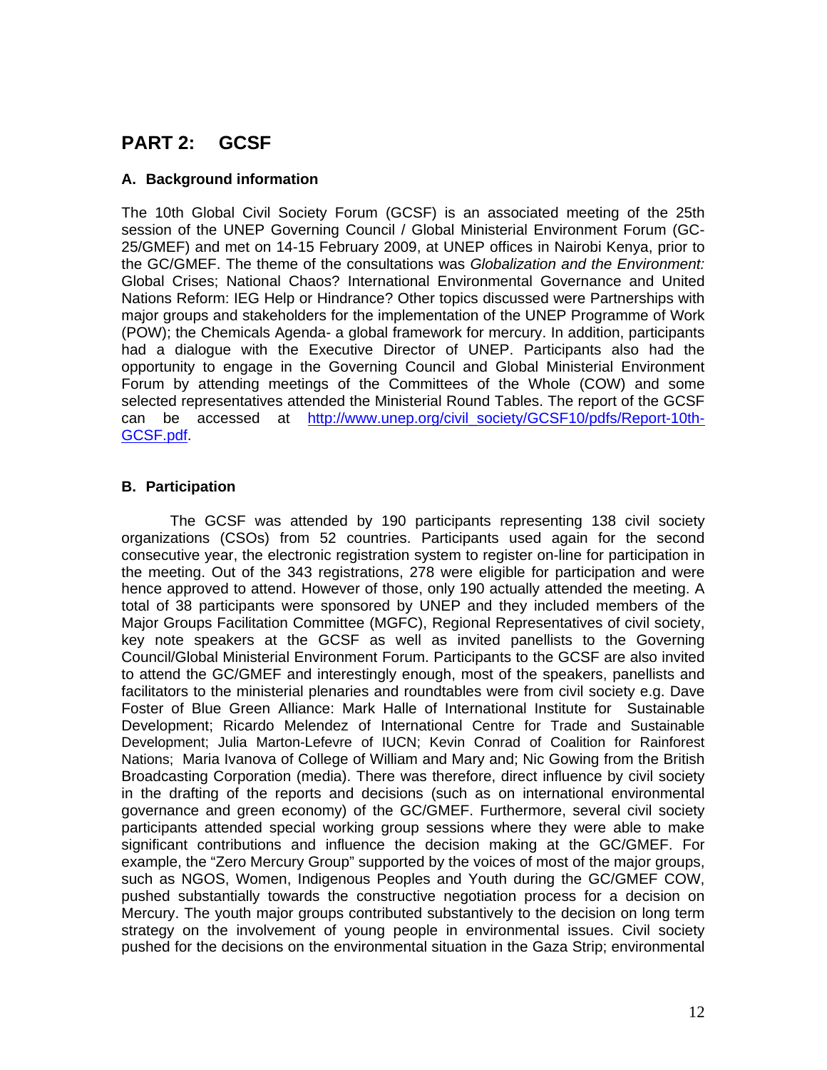## PART 2: GCSF

### A. Background information

The 10th Global Civil Society Forum (GCSF) is an associated meeting of the 25th session of the UNEP Governing Council / Global Ministerial Environment Forum (GC-25/GMEF) and met on 14-15 February 2009, at UNEP offices in Nairobi Kenya, prior to the GC/GMEF. The theme of the consultations was *Globalization and the Environment:* Global Crises; National Chaos? International Environmental Governance and United Nations Reform: IEG Help or Hindrance? Other topics discussed were Partnerships with major groups and stakeholders for the implementation of the UNEP Programme of Work (POW); the Chemicals Agenda- a global framework for mercury. In addition, participants had a dialogue with the Executive Director of UNEP. Participants also had the opportunity to engage in the Governing Council and Global Ministerial Environment Forum by attending meetings of the Committees of the Whole (COW) and some selected representatives attended the Ministerial Round Tables. The report of the GCSF can be accessed at http://www.unep.org/civil_society/GCSF10/pdfs/Report-10th-GCSF.pdf.

### B. Participation

The GCSF was attended by 190 participants representing 138 civil society organizations (CSOs) from 52 countries. Participants used again for the second consecutive year, the electronic registration system to register on-line for participation in the meeting. Out of the 343 registrations, 278 were eligible for participation and were hence approved to attend. However of those, only 190 actually attended the meeting. A total of 38 participants were sponsored by UNEP and they included members of the Major Groups Facilitation Committee (MGFC), Regional Representatives of civil society, key note speakers at the GCSF as well as invited panellists to the Governing Council/Global Ministerial Environment Forum. Participants to the GCSF are also invited to attend the GC/GMEF and interestingly enough, most of the speakers, panellists and facilitators to the ministerial plenaries and roundtables were from civil society e.g. Dave Foster of Blue Green Alliance: Mark Halle of International Institute for Sustainable Development; Ricardo Melendez of International Centre for Trade and Sustainable Development; Julia Marton-Lefevre of IUCN; Kevin Conrad of Coalition for Rainforest Nations; Maria Ivanova of College of William and Mary and; Nic Gowing from the British Broadcasting Corporation (media). There was therefore, direct influence by civil society in the drafting of the reports and decisions (such as on international environmental governance and green economy) of the GC/GMEF. Furthermore, several civil society participants attended special working group sessions where they were able to make significant contributions and influence the decision making at the GC/GMEF. For example, the "Zero Mercury Group" supported by the voices of most of the major groups, such as NGOS, Women, Indigenous Peoples and Youth during the GC/GMEF COW, pushed substantially towards the constructive negotiation process for a decision on Mercury. The youth major groups contributed substantively to the decision on long term strategy on the involvement of young people in environmental issues. Civil society pushed for the decisions on the environmental situation in the Gaza Strip; environmental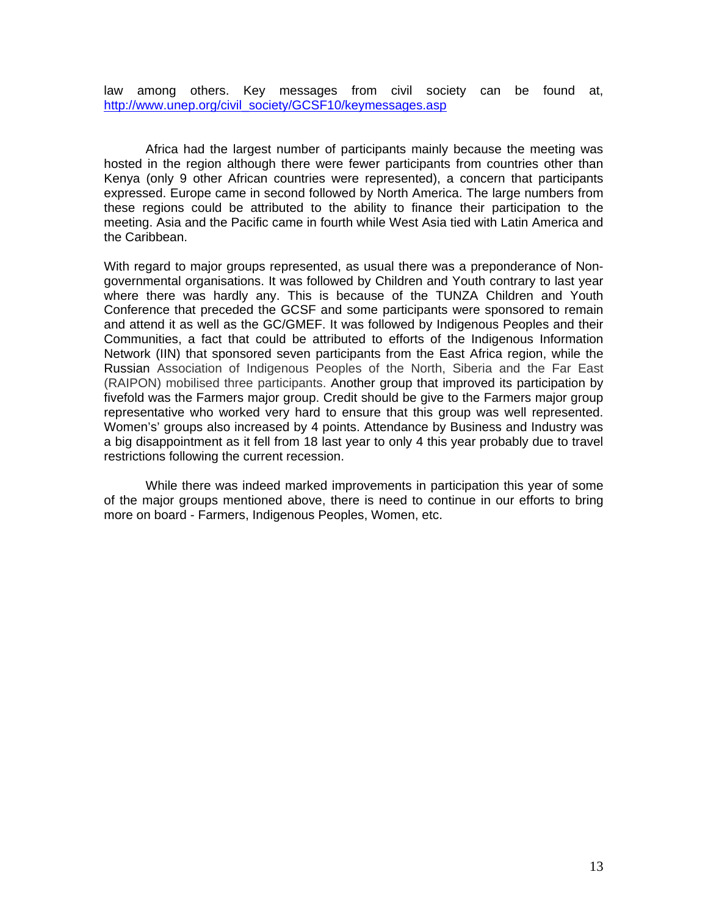law among others. Key messages from civil society can be found at, http://www.unep.org/civil_society/GCSF10/keymessages.asp

Africa had the largest number of participants mainly because the meeting was hosted in the region although there were fewer participants from countries other than Kenya (only 9 other African countries were represented), a concern that participants expressed. Europe came in second followed by North America. The large numbers from these regions could be attributed to the ability to finance their participation to the meeting. Asia and the Pacific came in fourth while West Asia tied with Latin America and the Caribbean.

With regard to major groups represented, as usual there was a preponderance of Non-governmental organisations. It was followed by Children and Youth contrary to last year where there was hardly any. This is because of the TUNZA Children and Youth Conference that preceded the GCSF and some participants were sponsored to remain and attend it as well as the GC/GMEF. It was followed by Indigenous Peoples and their Communities, a fact that could be attributed to efforts of the Indigenous Information Network (IIN) that sponsored seven participants from the East Africa region, while the Russian Association of Indigenous Peoples of the North, Siberia and the Far East (RAIPON) mobilised three participants. Another group that improved its participation by fivefold was the Farmers major group. Credit should be give to the Farmers major group representative who worked very hard to ensure that this group was well represented. Women's' groups also increased by 4 points. Attendance by Business and Industry was a big disappointment as it fell from 18 last year to only 4 this year probably due to travel restrictions following the current recession.

While there was indeed marked improvements in participation this year of some of the major groups mentioned above, there is need to continue in our efforts to bring more on board - Farmers, Indigenous Peoples, Women, etc.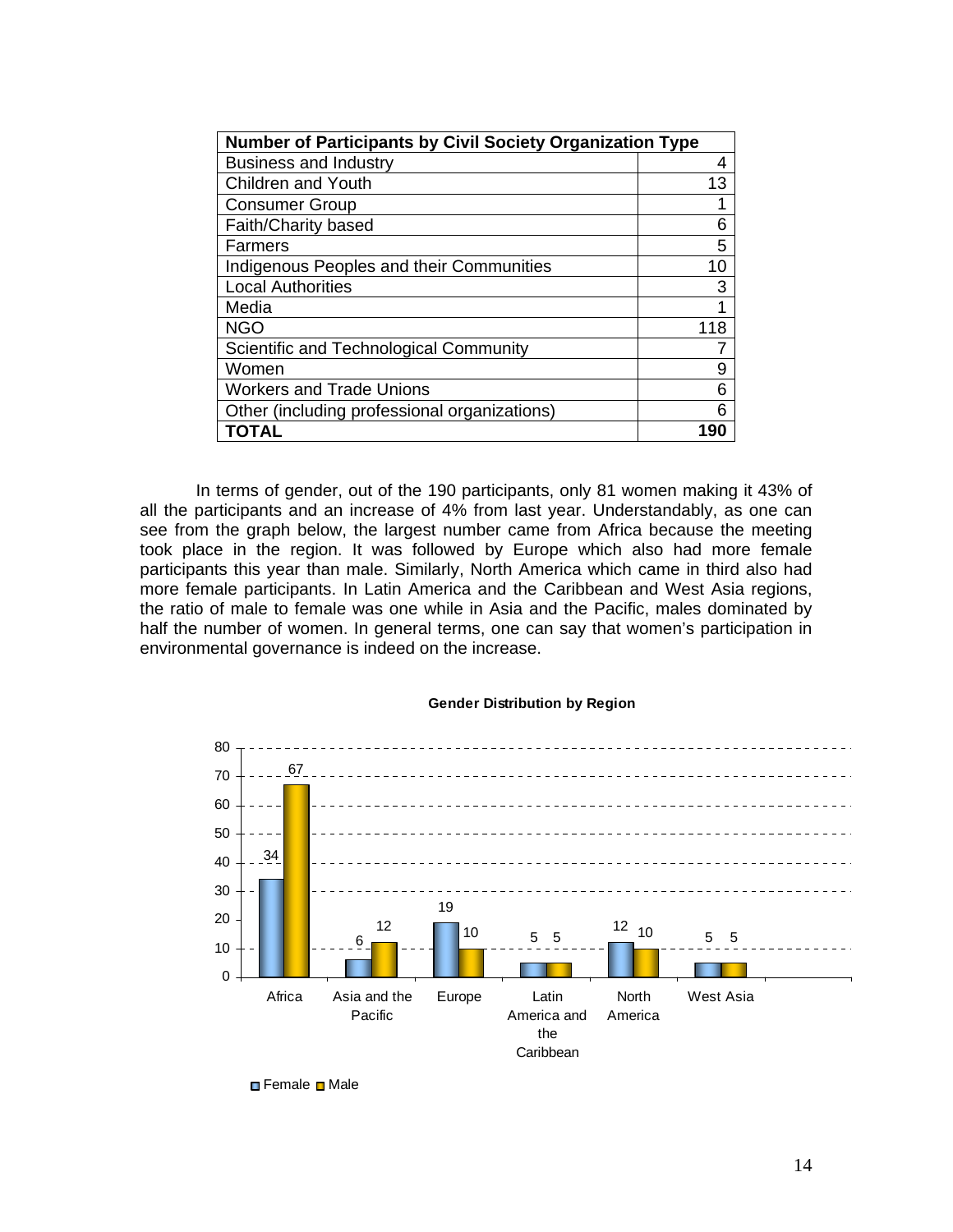| Number of Participants by Civil Society Organization Type | |
|---|---|
| Business and Industry | 4 |
| Children and Youth | 13 |
| Consumer Group | 1 |
| Faith/Charity based | 6 |
| Farmers | 5 |
| Indigenous Peoples and their Communities | 10 |
| Local Authorities | 3 |
| Media | 1 |
| NGO | 118 |
| Scientific and Technological Community | 7 |
| Women | 9 |
| Workers and Trade Unions | 6 |
| Other (including professional organizations) | 6 |
| **TOTAL** | **190** |

In terms of gender, out of the 190 participants, only 81 women making it 43% of all the participants and an increase of 4% from last year. Understandably, as one can see from the graph below, the largest number came from Africa because the meeting took place in the region. It was followed by Europe which also had more female participants this year than male. Similarly, North America which came in third also had more female participants. In Latin America and the Caribbean and West Asia regions, the ratio of male to female was one while in Asia and the Pacific, males dominated by half the number of women. In general terms, one can say that women's participation in environmental governance is indeed on the increase.

**Gender Distribution by Region**

| Region | Female | Male |
|---|---|---|
| Africa | 34 | 67 |
| Asia and the Pacific | 6 | 12 |
| Europe | 19 | 10 |
| Latin America and the Caribbean | 5 | 5 |
| North America | 12 | 10 |
| West Asia | 5 | 5 |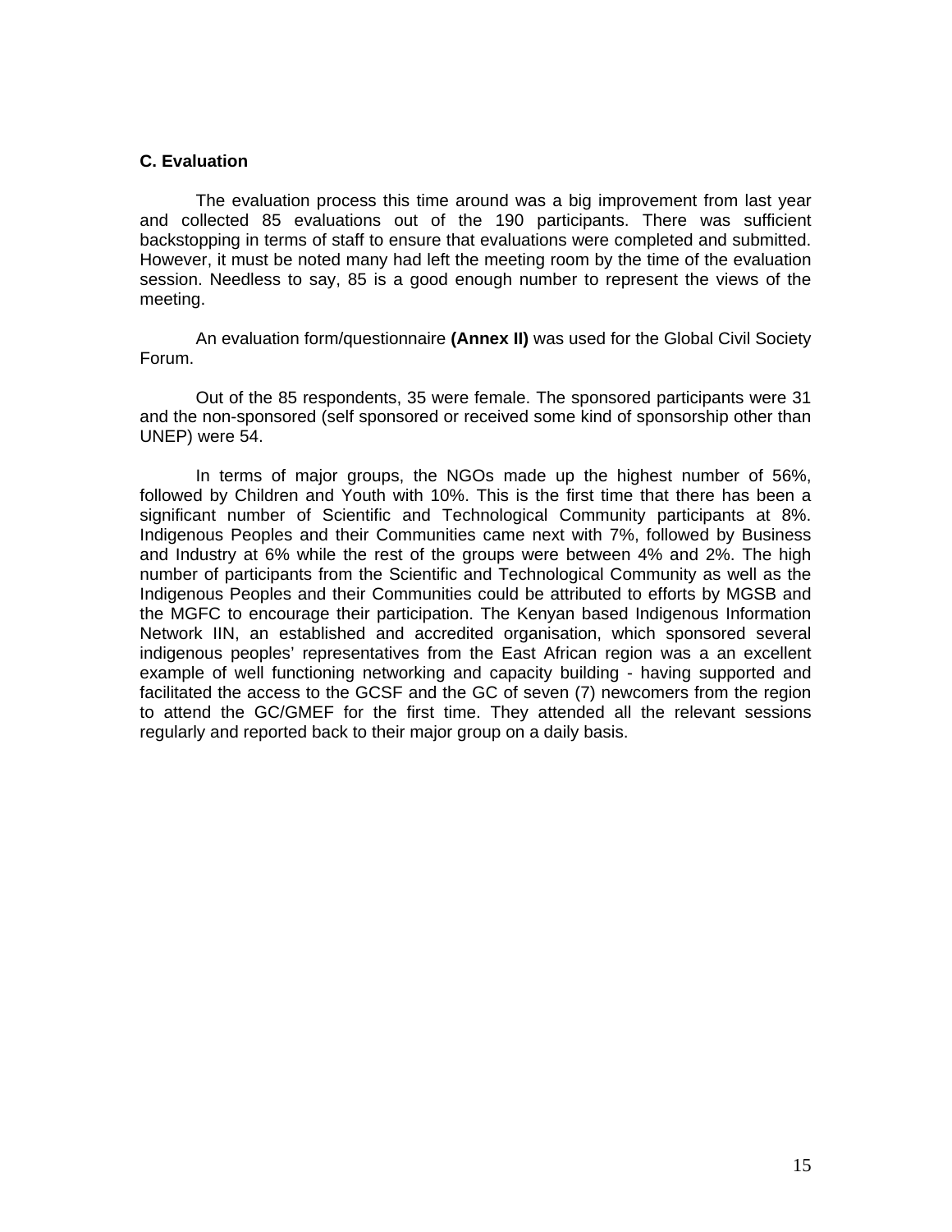### C. Evaluation

The evaluation process this time around was a big improvement from last year and collected 85 evaluations out of the 190 participants. There was sufficient backstopping in terms of staff to ensure that evaluations were completed and submitted. However, it must be noted many had left the meeting room by the time of the evaluation session. Needless to say, 85 is a good enough number to represent the views of the meeting.

An evaluation form/questionnaire **(Annex II)** was used for the Global Civil Society Forum.

Out of the 85 respondents, 35 were female. The sponsored participants were 31 and the non-sponsored (self sponsored or received some kind of sponsorship other than UNEP) were 54.

In terms of major groups, the NGOs made up the highest number of 56%, followed by Children and Youth with 10%. This is the first time that there has been a significant number of Scientific and Technological Community participants at 8%. Indigenous Peoples and their Communities came next with 7%, followed by Business and Industry at 6% while the rest of the groups were between 4% and 2%. The high number of participants from the Scientific and Technological Community as well as the Indigenous Peoples and their Communities could be attributed to efforts by MGSB and the MGFC to encourage their participation. The Kenyan based Indigenous Information Network IIN, an established and accredited organisation, which sponsored several indigenous peoples' representatives from the East African region was a an excellent example of well functioning networking and capacity building - having supported and facilitated the access to the GCSF and the GC of seven (7) newcomers from the region to attend the GC/GMEF for the first time. They attended all the relevant sessions regularly and reported back to their major group on a daily basis.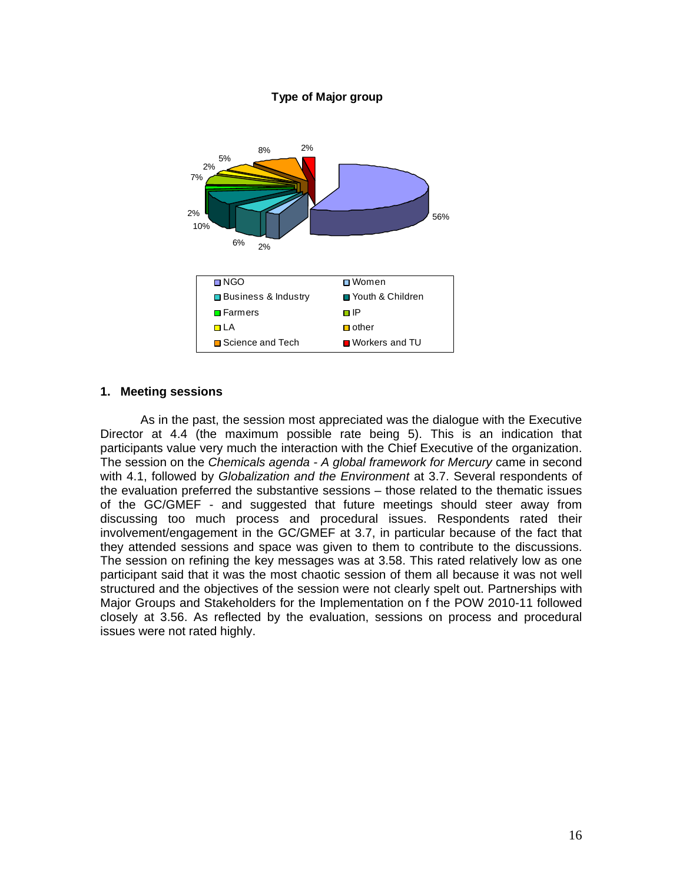**Type of Major group**

56%, 2%, 6%, 10%, 2%, 7%, 2%, 5%, 8%, 2%

| | |
|---|---|
| NGO | Women |
| Business & Industry | Youth & Children |
| Farmers | IP |
| LA | other |
| Science and Tech | Workers and TU |

## 1. Meeting sessions

As in the past, the session most appreciated was the dialogue with the Executive Director at 4.4 (the maximum possible rate being 5). This is an indication that participants value very much the interaction with the Chief Executive of the organization. The session on the *Chemicals agenda - A global framework for Mercury* came in second with 4.1, followed by *Globalization and the Environment* at 3.7. Several respondents of the evaluation preferred the substantive sessions – those related to the thematic issues of the GC/GMEF - and suggested that future meetings should steer away from discussing too much process and procedural issues. Respondents rated their involvement/engagement in the GC/GMEF at 3.7, in particular because of the fact that they attended sessions and space was given to them to contribute to the discussions. The session on refining the key messages was at 3.58. This rated relatively low as one participant said that it was the most chaotic session of them all because it was not well structured and the objectives of the session were not clearly spelt out. Partnerships with Major Groups and Stakeholders for the Implementation on f the POW 2010-11 followed closely at 3.56. As reflected by the evaluation, sessions on process and procedural issues were not rated highly.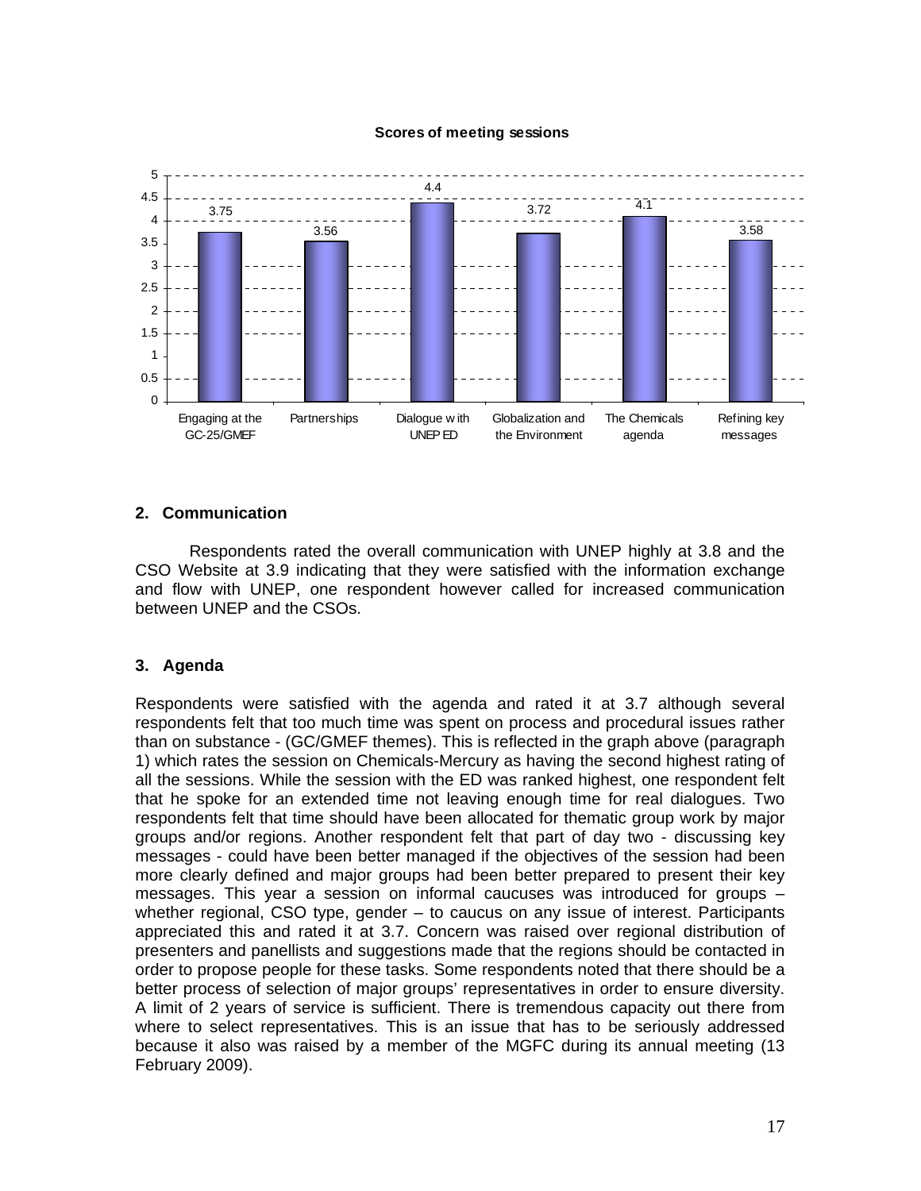**Scores of meeting sessions**

| Session | Score |
|---|---|
| Engaging at the GC-25/GMEF | 3.75 |
| Partnerships | 3.56 |
| Dialogue with UNEP ED | 4.4 |
| Globalization and the Environment | 3.72 |
| The Chemicals agenda | 4.1 |
| Refining key messages | 3.58 |

## 2. Communication

Respondents rated the overall communication with UNEP highly at 3.8 and the CSO Website at 3.9 indicating that they were satisfied with the information exchange and flow with UNEP, one respondent however called for increased communication between UNEP and the CSOs.

## 3. Agenda

Respondents were satisfied with the agenda and rated it at 3.7 although several respondents felt that too much time was spent on process and procedural issues rather than on substance - (GC/GMEF themes). This is reflected in the graph above (paragraph 1) which rates the session on Chemicals-Mercury as having the second highest rating of all the sessions. While the session with the ED was ranked highest, one respondent felt that he spoke for an extended time not leaving enough time for real dialogues. Two respondents felt that time should have been allocated for thematic group work by major groups and/or regions. Another respondent felt that part of day two - discussing key messages - could have been better managed if the objectives of the session had been more clearly defined and major groups had been better prepared to present their key messages. This year a session on informal caucuses was introduced for groups – whether regional, CSO type, gender – to caucus on any issue of interest. Participants appreciated this and rated it at 3.7. Concern was raised over regional distribution of presenters and panellists and suggestions made that the regions should be contacted in order to propose people for these tasks. Some respondents noted that there should be a better process of selection of major groups' representatives in order to ensure diversity. A limit of 2 years of service is sufficient. There is tremendous capacity out there from where to select representatives. This is an issue that has to be seriously addressed because it also was raised by a member of the MGFC during its annual meeting (13 February 2009).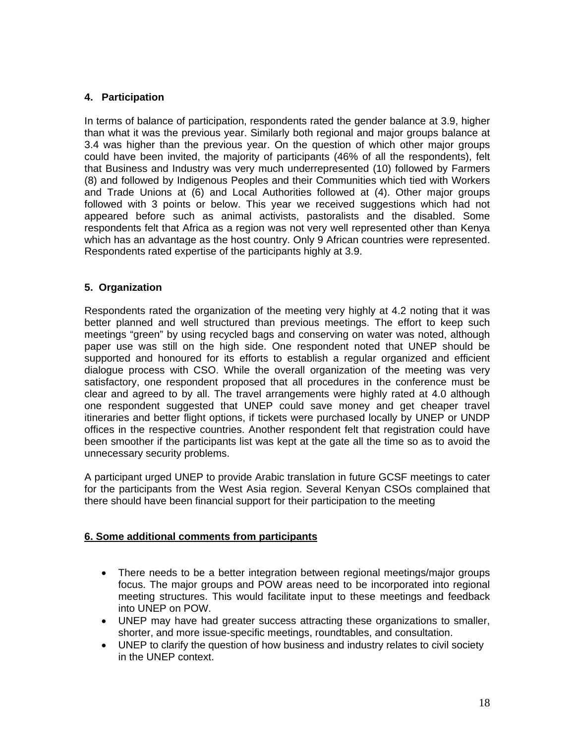## 4. Participation

In terms of balance of participation, respondents rated the gender balance at 3.9, higher than what it was the previous year. Similarly both regional and major groups balance at 3.4 was higher than the previous year. On the question of which other major groups could have been invited, the majority of participants (46% of all the respondents), felt that Business and Industry was very much underrepresented (10) followed by Farmers (8) and followed by Indigenous Peoples and their Communities which tied with Workers and Trade Unions at (6) and Local Authorities followed at (4). Other major groups followed with 3 points or below. This year we received suggestions which had not appeared before such as animal activists, pastoralists and the disabled. Some respondents felt that Africa as a region was not very well represented other than Kenya which has an advantage as the host country. Only 9 African countries were represented. Respondents rated expertise of the participants highly at 3.9.

## 5. Organization

Respondents rated the organization of the meeting very highly at 4.2 noting that it was better planned and well structured than previous meetings. The effort to keep such meetings "green" by using recycled bags and conserving on water was noted, although paper use was still on the high side. One respondent noted that UNEP should be supported and honoured for its efforts to establish a regular organized and efficient dialogue process with CSO. While the overall organization of the meeting was very satisfactory, one respondent proposed that all procedures in the conference must be clear and agreed to by all. The travel arrangements were highly rated at 4.0 although one respondent suggested that UNEP could save money and get cheaper travel itineraries and better flight options, if tickets were purchased locally by UNEP or UNDP offices in the respective countries. Another respondent felt that registration could have been smoother if the participants list was kept at the gate all the time so as to avoid the unnecessary security problems.

A participant urged UNEP to provide Arabic translation in future GCSF meetings to cater for the participants from the West Asia region. Several Kenyan CSOs complained that there should have been financial support for their participation to the meeting

## 6. Some additional comments from participants

- There needs to be a better integration between regional meetings/major groups focus. The major groups and POW areas need to be incorporated into regional meeting structures. This would facilitate input to these meetings and feedback into UNEP on POW.
- UNEP may have had greater success attracting these organizations to smaller, shorter, and more issue-specific meetings, roundtables, and consultation.
- UNEP to clarify the question of how business and industry relates to civil society in the UNEP context.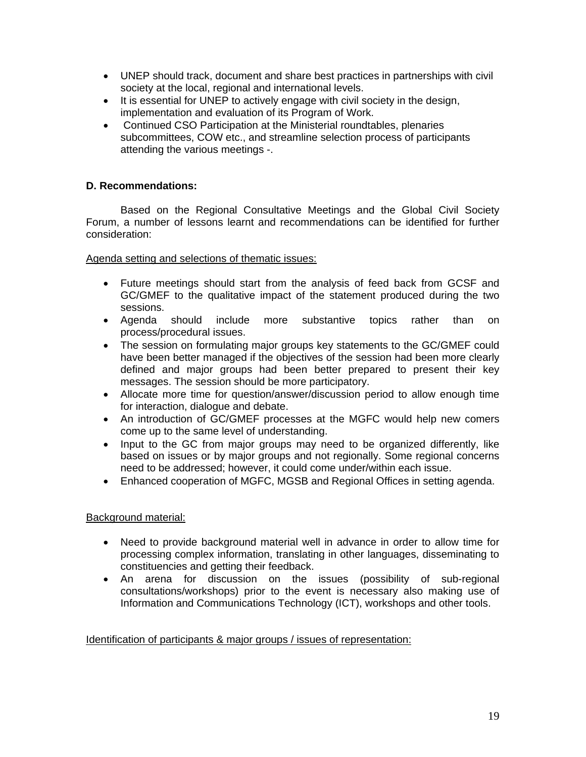- UNEP should track, document and share best practices in partnerships with civil society at the local, regional and international levels.
- It is essential for UNEP to actively engage with civil society in the design, implementation and evaluation of its Program of Work.
- Continued CSO Participation at the Ministerial roundtables, plenaries subcommittees, COW etc., and streamline selection process of participants attending the various meetings -.

**D. Recommendations:**

Based on the Regional Consultative Meetings and the Global Civil Society Forum, a number of lessons learnt and recommendations can be identified for further consideration:

<u>Agenda setting and selections of thematic issues:</u>

- Future meetings should start from the analysis of feed back from GCSF and GC/GMEF to the qualitative impact of the statement produced during the two sessions.
- Agenda should include more substantive topics rather than on process/procedural issues.
- The session on formulating major groups key statements to the GC/GMEF could have been better managed if the objectives of the session had been more clearly defined and major groups had been better prepared to present their key messages. The session should be more participatory.
- Allocate more time for question/answer/discussion period to allow enough time for interaction, dialogue and debate.
- An introduction of GC/GMEF processes at the MGFC would help new comers come up to the same level of understanding.
- Input to the GC from major groups may need to be organized differently, like based on issues or by major groups and not regionally. Some regional concerns need to be addressed; however, it could come under/within each issue.
- Enhanced cooperation of MGFC, MGSB and Regional Offices in setting agenda.

<u>Background material:</u>

- Need to provide background material well in advance in order to allow time for processing complex information, translating in other languages, disseminating to constituencies and getting their feedback.
- An arena for discussion on the issues (possibility of sub-regional consultations/workshops) prior to the event is necessary also making use of Information and Communications Technology (ICT), workshops and other tools.

<u>Identification of participants & major groups / issues of representation:</u>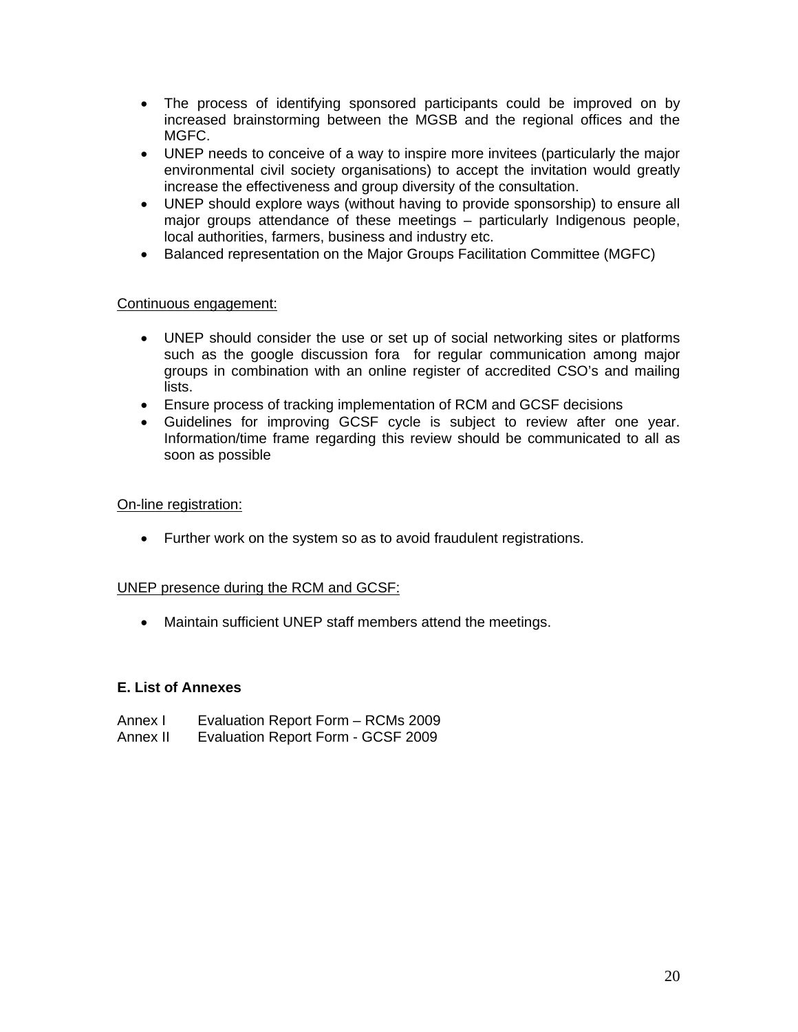- The process of identifying sponsored participants could be improved on by increased brainstorming between the MGSB and the regional offices and the MGFC.
- UNEP needs to conceive of a way to inspire more invitees (particularly the major environmental civil society organisations) to accept the invitation would greatly increase the effectiveness and group diversity of the consultation.
- UNEP should explore ways (without having to provide sponsorship) to ensure all major groups attendance of these meetings – particularly Indigenous people, local authorities, farmers, business and industry etc.
- Balanced representation on the Major Groups Facilitation Committee (MGFC)

<u>Continuous engagement:</u>

- UNEP should consider the use or set up of social networking sites or platforms such as the google discussion fora for regular communication among major groups in combination with an online register of accredited CSO's and mailing lists.
- Ensure process of tracking implementation of RCM and GCSF decisions
- Guidelines for improving GCSF cycle is subject to review after one year. Information/time frame regarding this review should be communicated to all as soon as possible

<u>On-line registration:</u>

- Further work on the system so as to avoid fraudulent registrations.

<u>UNEP presence during the RCM and GCSF:</u>

- Maintain sufficient UNEP staff members attend the meetings.

**E. List of Annexes**

Annex I Evaluation Report Form – RCMs 2009
Annex II Evaluation Report Form - GCSF 2009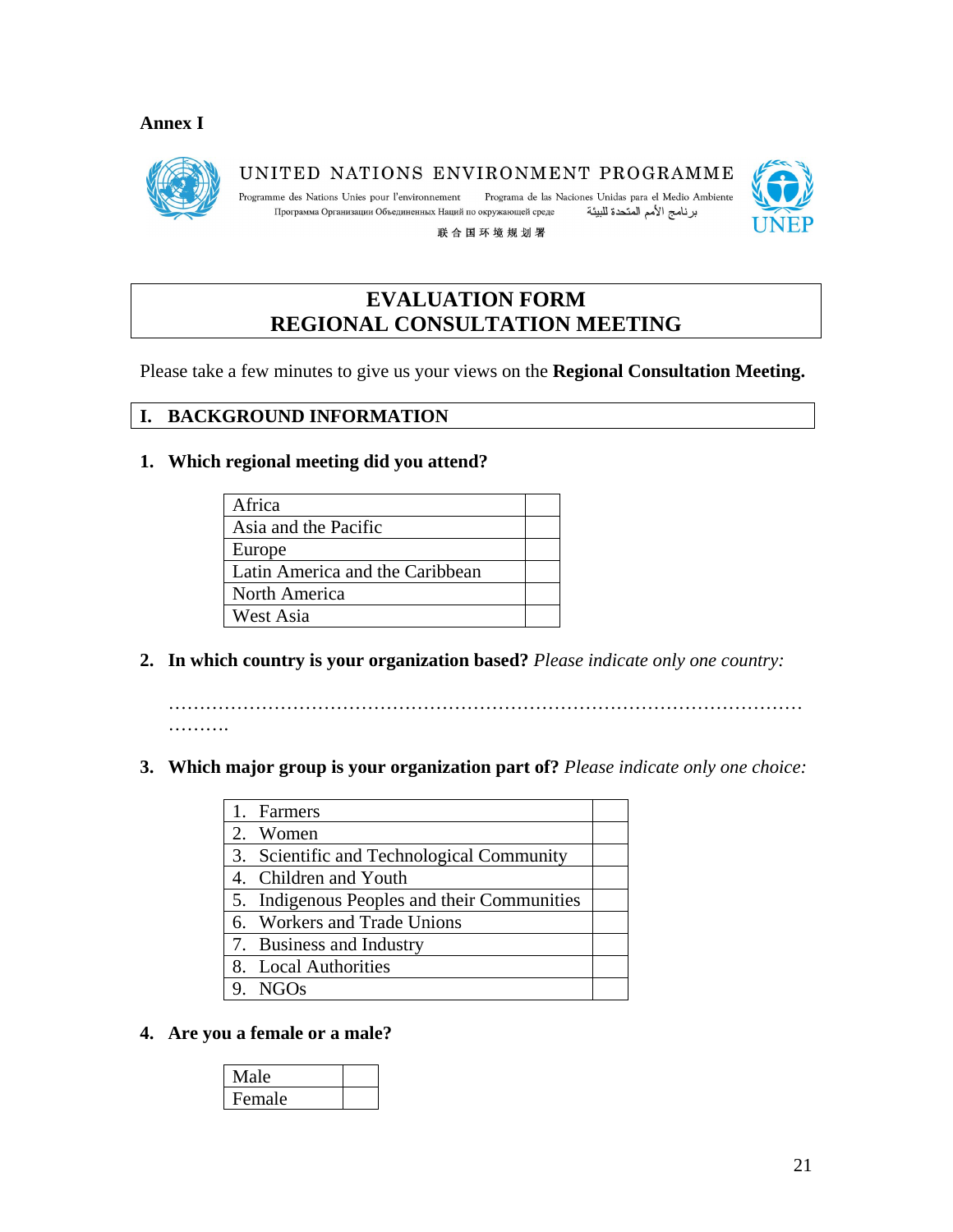**Annex I**

UNITED NATIONS ENVIRONMENT PROGRAMME

Programme des Nations Unies pour l'environnement Programa de las Naciones Unidas para el Medio Ambiente

Программа Организации Объединенных Наций по окружающей среде برنامج الأمم المتحدة للبيئة

联合国环境规划署

UNEP

# EVALUATION FORM
# REGIONAL CONSULTATION MEETING

Please take a few minutes to give us your views on the **Regional Consultation Meeting.**

## I. BACKGROUND INFORMATION

**1. Which regional meeting did you attend?**

| | |
|---|---|
| Africa | |
| Asia and the Pacific | |
| Europe | |
| Latin America and the Caribbean | |
| North America | |
| West Asia | |

**2. In which country is your organization based?** *Please indicate only one country:*

…………………………………………………………………………………………
……….

**3. Which major group is your organization part of?** *Please indicate only one choice:*

| | |
|---|---|
| 1. Farmers | |
| 2. Women | |
| 3. Scientific and Technological Community | |
| 4. Children and Youth | |
| 5. Indigenous Peoples and their Communities | |
| 6. Workers and Trade Unions | |
| 7. Business and Industry | |
| 8. Local Authorities | |
| 9. NGOs | |

**4. Are you a female or a male?**

| | |
|---|---|
| Male | |
| Female | |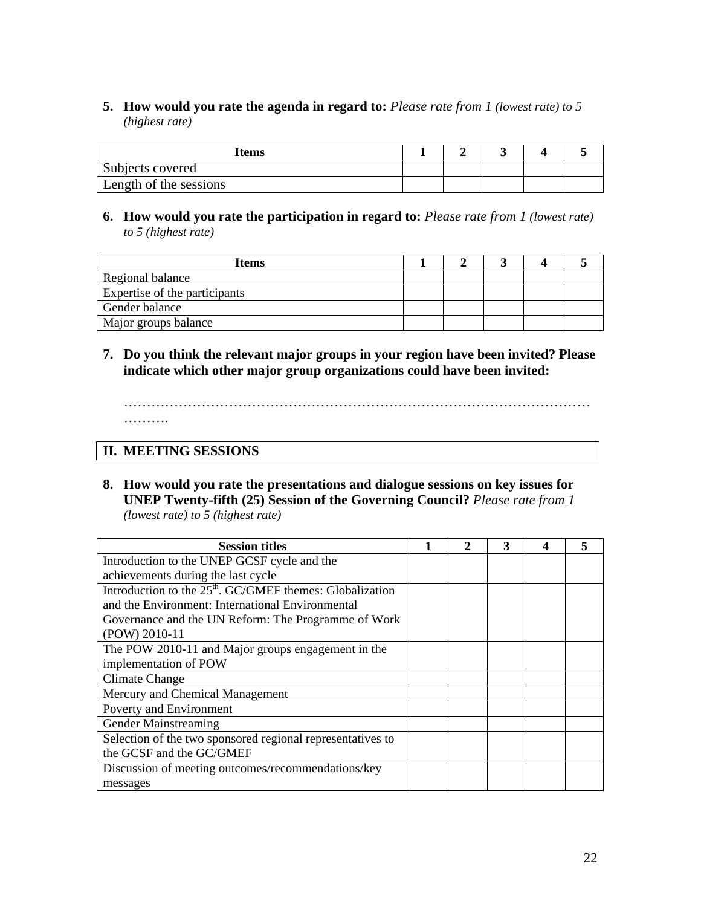**5. How would you rate the agenda in regard to:** *Please rate from 1 (lowest rate) to 5 (highest rate)*

| Items | 1 | 2 | 3 | 4 | 5 |
|---|---|---|---|---|---|
| Subjects covered | | | | | |
| Length of the sessions | | | | | |

**6. How would you rate the participation in regard to:** *Please rate from 1 (lowest rate) to 5 (highest rate)*

| Items | 1 | 2 | 3 | 4 | 5 |
|---|---|---|---|---|---|
| Regional balance | | | | | |
| Expertise of the participants | | | | | |
| Gender balance | | | | | |
| Major groups balance | | | | | |

**7. Do you think the relevant major groups in your region have been invited? Please indicate which other major group organizations could have been invited:**

…………………………………………………………………………………………………
……….

## II. MEETING SESSIONS

**8. How would you rate the presentations and dialogue sessions on key issues for UNEP Twenty-fifth (25) Session of the Governing Council?** *Please rate from 1 (lowest rate) to 5 (highest rate)*

| Session titles | 1 | 2 | 3 | 4 | 5 |
|---|---|---|---|---|---|
| Introduction to the UNEP GCSF cycle and the achievements during the last cycle | | | | | |
| Introduction to the 25th. GC/GMEF themes: Globalization and the Environment: International Environmental Governance and the UN Reform: The Programme of Work (POW) 2010-11 | | | | | |
| The POW 2010-11 and Major groups engagement in the implementation of POW | | | | | |
| Climate Change | | | | | |
| Mercury and Chemical Management | | | | | |
| Poverty and Environment | | | | | |
| Gender Mainstreaming | | | | | |
| Selection of the two sponsored regional representatives to the GCSF and the GC/GMEF | | | | | |
| Discussion of meeting outcomes/recommendations/key messages | | | | | |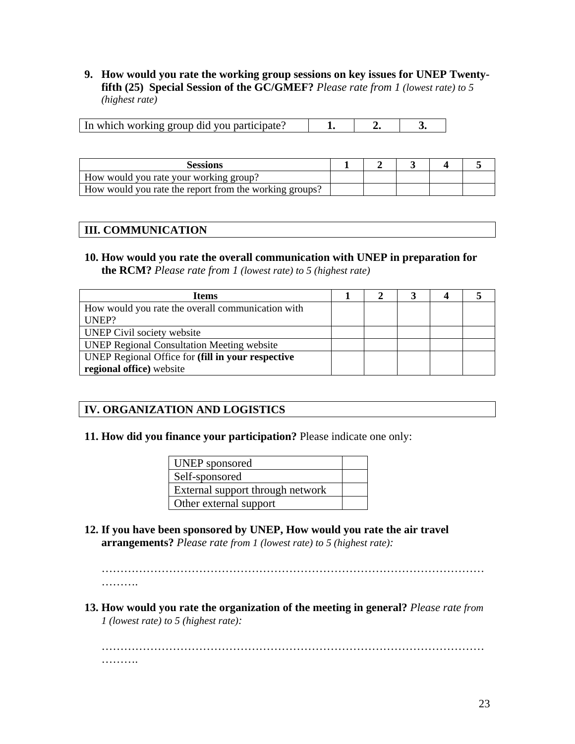9. **How would you rate the working group sessions on key issues for UNEP Twenty-fifth (25) Special Session of the GC/GMEF?** *Please rate from 1 (lowest rate) to 5 (highest rate)*

| In which working group did you participate? | **1.** | **2.** | **3.** |
|---|---|---|---|

| **Sessions** | **1** | **2** | **3** | **4** | **5** |
|---|---|---|---|---|---|
| How would you rate your working group? | | | | | |
| How would you rate the report from the working groups? | | | | | |

## III. COMMUNICATION

10. **How would you rate the overall communication with UNEP in preparation for the RCM?** *Please rate from 1 (lowest rate) to 5 (highest rate)*

| **Items** | **1** | **2** | **3** | **4** | **5** |
|---|---|---|---|---|---|
| How would you rate the overall communication with UNEP? | | | | | |
| UNEP Civil society website | | | | | |
| UNEP Regional Consultation Meeting website | | | | | |
| UNEP Regional Office for **(fill in your respective regional office)** website | | | | | |

## IV. ORGANIZATION AND LOGISTICS

11. **How did you finance your participation?** Please indicate one only:

| UNEP sponsored | |
|---|---|
| Self-sponsored | |
| External support through network | |
| Other external support | |

12. **If you have been sponsored by UNEP, How would you rate the air travel arrangements?** *Please rate from 1 (lowest rate) to 5 (highest rate):*

    …………………………………………………………………………………………
    ……….

13. **How would you rate the organization of the meeting in general?** *Please rate from 1 (lowest rate) to 5 (highest rate):*

    …………………………………………………………………………………………
    ……….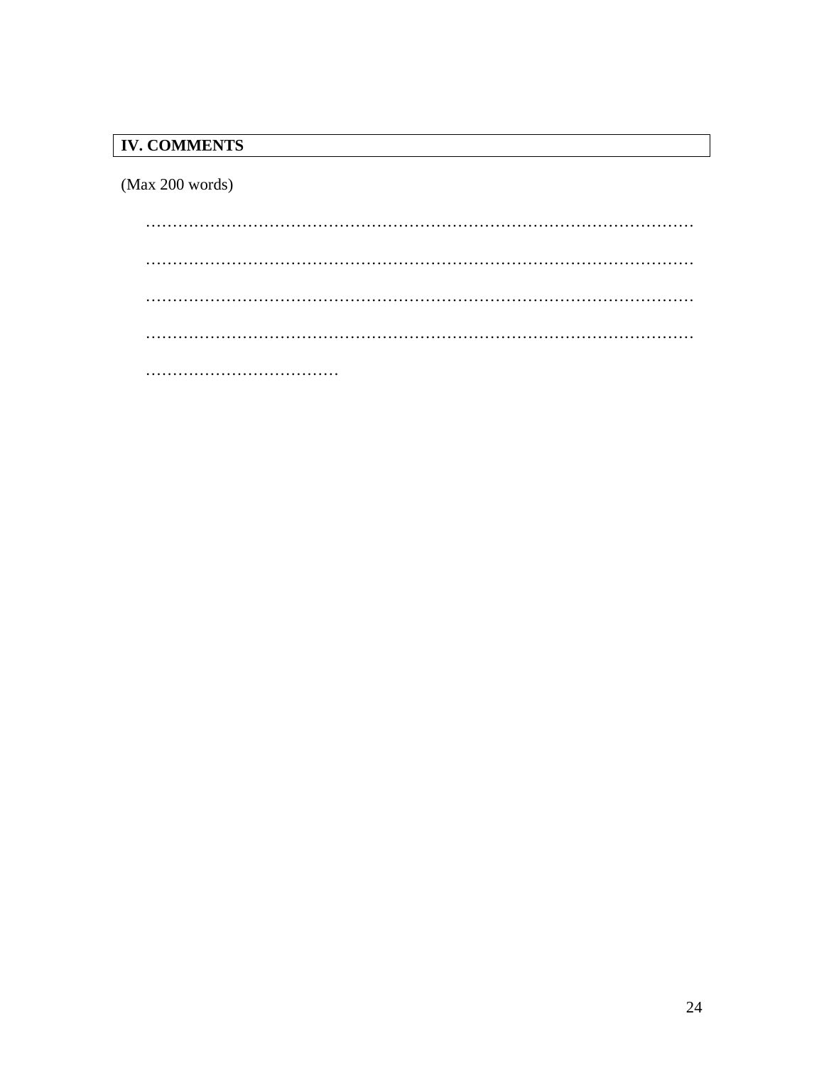## IV. COMMENTS

(Max 200 words)

…………………………………………………………………………………………

…………………………………………………………………………………………

…………………………………………………………………………………………

…………………………………………………………………………………………

………………………………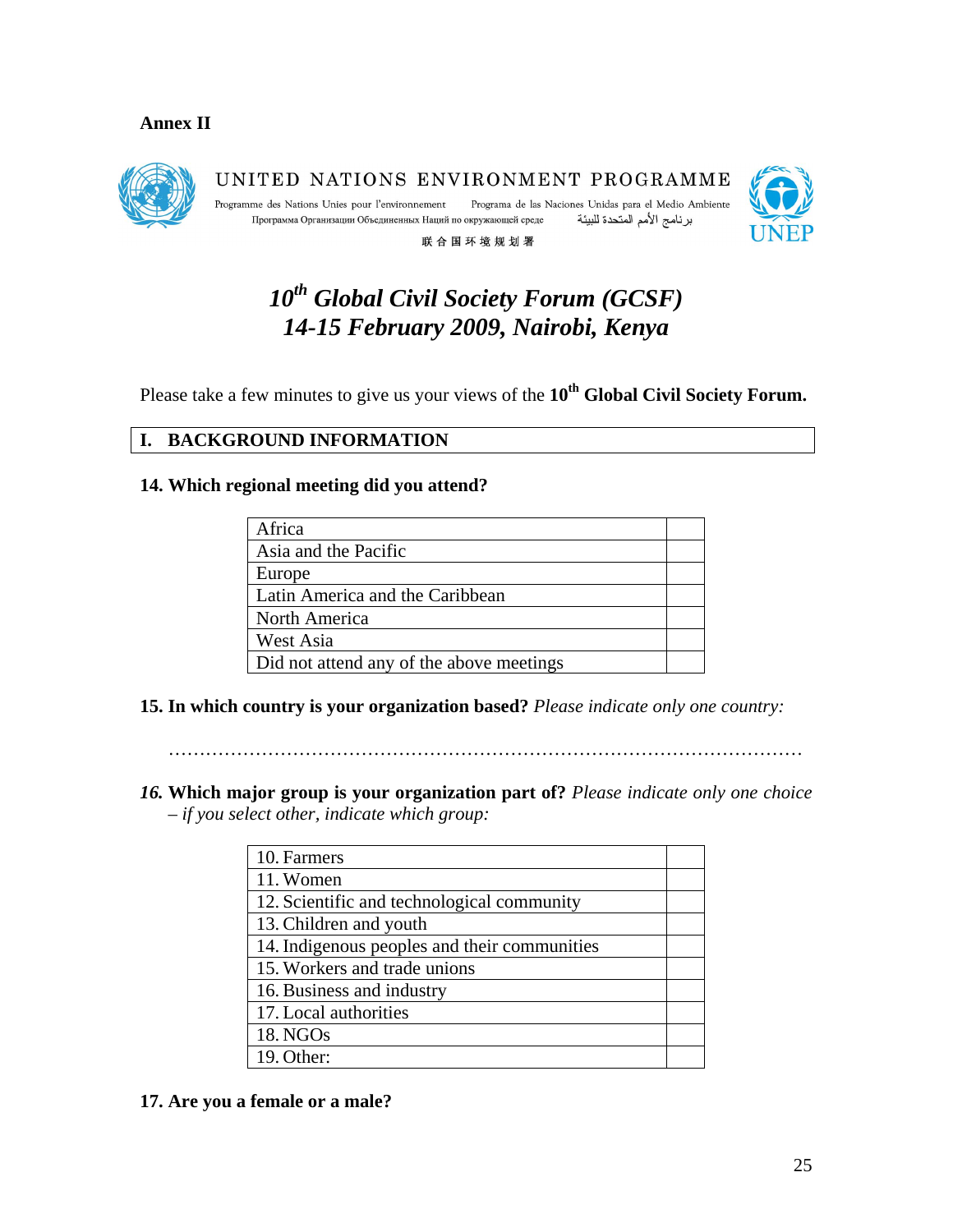**Annex II**

UNITED NATIONS ENVIRONMENT PROGRAMME

Programme des Nations Unies pour l'environnement    Programa de las Naciones Unidas para el Medio Ambiente

Программа Организации Объединенных Наций по окружающей среде    برنامج الأمم المتحدة للبيئة

联合国环境规划署

UNEP

# *10th Global Civil Society Forum (GCSF)*
# *14-15 February 2009, Nairobi, Kenya*

Please take a few minutes to give us your views of the **10th Global Civil Society Forum.**

## I. BACKGROUND INFORMATION

**14. Which regional meeting did you attend?**

| | |
|---|---|
| Africa | |
| Asia and the Pacific | |
| Europe | |
| Latin America and the Caribbean | |
| North America | |
| West Asia | |
| Did not attend any of the above meetings | |

**15. In which country is your organization based?** *Please indicate only one country:*

…………………………………………………………………………………………

***16.* Which major group is your organization part of?** *Please indicate only one choice – if you select other, indicate which group:*

| | |
|---|---|
| 10. Farmers | |
| 11. Women | |
| 12. Scientific and technological community | |
| 13. Children and youth | |
| 14. Indigenous peoples and their communities | |
| 15. Workers and trade unions | |
| 16. Business and industry | |
| 17. Local authorities | |
| 18. NGOs | |
| 19. Other: | |

**17. Are you a female or a male?**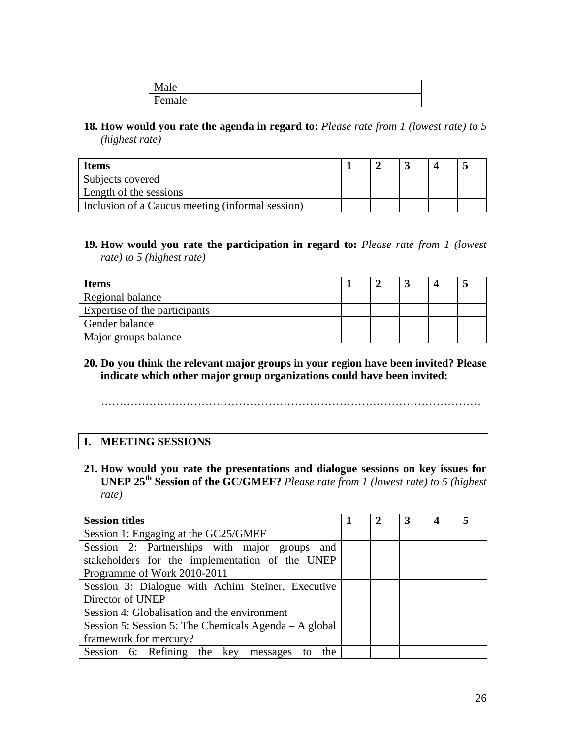| Male | |
|---|---|
| Female | |

**18. How would you rate the agenda in regard to:** *Please rate from 1 (lowest rate) to 5 (highest rate)*

| Items | 1 | 2 | 3 | 4 | 5 |
|---|---|---|---|---|---|
| Subjects covered | | | | | |
| Length of the sessions | | | | | |
| Inclusion of a Caucus meeting (informal session) | | | | | |

**19. How would you rate the participation in regard to:** *Please rate from 1 (lowest rate) to 5 (highest rate)*

| Items | 1 | 2 | 3 | 4 | 5 |
|---|---|---|---|---|---|
| Regional balance | | | | | |
| Expertise of the participants | | | | | |
| Gender balance | | | | | |
| Major groups balance | | | | | |

**20. Do you think the relevant major groups in your region have been invited? Please indicate which other major group organizations could have been invited:**

…………………………………………………………………………………………

## I. MEETING SESSIONS

**21. How would you rate the presentations and dialogue sessions on key issues for UNEP 25th Session of the GC/GMEF?** *Please rate from 1 (lowest rate) to 5 (highest rate)*

| Session titles | 1 | 2 | 3 | 4 | 5 |
|---|---|---|---|---|---|
| Session 1: Engaging at the GC25/GMEF | | | | | |
| Session 2: Partnerships with major groups and stakeholders for the implementation of the UNEP Programme of Work 2010-2011 | | | | | |
| Session 3: Dialogue with Achim Steiner, Executive Director of UNEP | | | | | |
| Session 4: Globalisation and the environment | | | | | |
| Session 5: Session 5: The Chemicals Agenda – A global framework for mercury? | | | | | |
| Session 6: Refining the key messages to the | | | | | |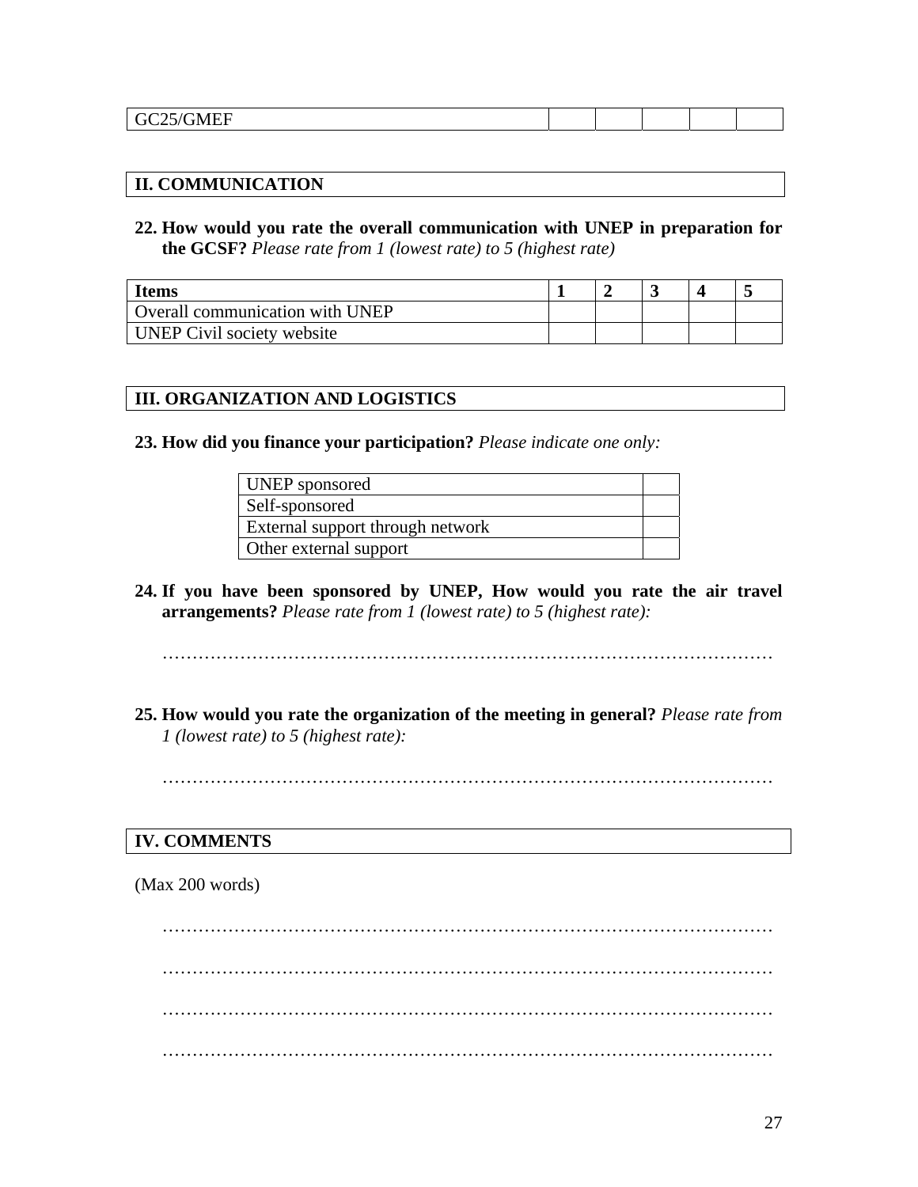| | | | | | |
|---|---|---|---|---|---|
| GC25/GMEF | | | | | |

## II. COMMUNICATION

**22. How would you rate the overall communication with UNEP in preparation for the GCSF?** *Please rate from 1 (lowest rate) to 5 (highest rate)*

| Items | 1 | 2 | 3 | 4 | 5 |
|---|---|---|---|---|---|
| Overall communication with UNEP | | | | | |
| UNEP Civil society website | | | | | |

## III. ORGANIZATION AND LOGISTICS

**23. How did you finance your participation?** *Please indicate one only:*

| | |
|---|---|
| UNEP sponsored | |
| Self-sponsored | |
| External support through network | |
| Other external support | |

**24. If you have been sponsored by UNEP, How would you rate the air travel arrangements?** *Please rate from 1 (lowest rate) to 5 (highest rate):*

…………………………………………………………………………………………

**25. How would you rate the organization of the meeting in general?** *Please rate from 1 (lowest rate) to 5 (highest rate):*

…………………………………………………………………………………………

## IV. COMMENTS

(Max 200 words)

…………………………………………………………………………………………

…………………………………………………………………………………………

…………………………………………………………………………………………

…………………………………………………………………………………………